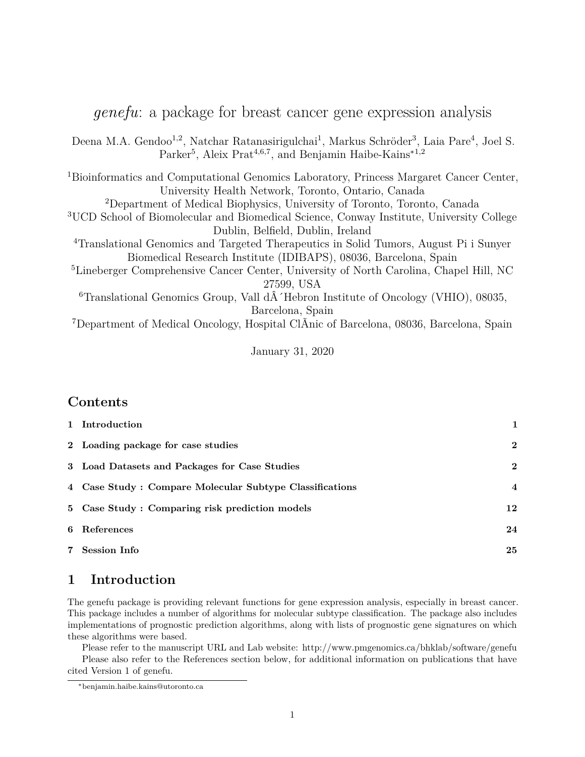# *genefu*: a package for breast cancer gene expression analysis

Deena M.A. Gendoo[1,2], Natchar Ratanasirigulchai[1], Markus Schröder[3], Laia Pare[4], Joel S. Parker[5], Aleix Prat[4,6,7], and Benjamin Haibe-Kains[*1,2]

[1]Bioinformatics and Computational Genomics Laboratory, Princess Margaret Cancer Center, University Health Network, Toronto, Ontario, Canada
[2]Department of Medical Biophysics, University of Toronto, Toronto, Canada
[3]UCD School of Biomolecular and Biomedical Science, Conway Institute, University College Dublin, Belfield, Dublin, Ireland
[4]Translational Genomics and Targeted Therapeutics in Solid Tumors, August Pi i Sunyer Biomedical Research Institute (IDIBAPS), 08036, Barcelona, Spain
[5]Lineberger Comprehensive Cancer Center, University of North Carolina, Chapel Hill, NC 27599, USA
[6]Translational Genomics Group, Vall dÂ´Hebron Institute of Oncology (VHIO), 08035, Barcelona, Spain
[7]Department of Medical Oncology, Hospital ClÃnic of Barcelona, 08036, Barcelona, Spain

January 31, 2020

## Contents

| | |
|---|---|
| **1 Introduction** | **1** |
| **2 Loading package for case studies** | **2** |
| **3 Load Datasets and Packages for Case Studies** | **2** |
| **4 Case Study : Compare Molecular Subtype Classifications** | **4** |
| **5 Case Study : Comparing risk prediction models** | **12** |
| **6 References** | **24** |
| **7 Session Info** | **25** |

## 1 Introduction

The genefu package is providing relevant functions for gene expression analysis, especially in breast cancer. This package includes a number of algorithms for molecular subtype classification. The package also includes implementations of prognostic prediction algorithms, along with lists of prognostic gene signatures on which these algorithms were based.

Please refer to the manuscript URL and Lab website: http://www.pmgenomics.ca/bhklab/software/genefu

Please also refer to the References section below, for additional information on publications that have cited Version 1 of genefu.

*benjamin.haibe.kains@utoronto.ca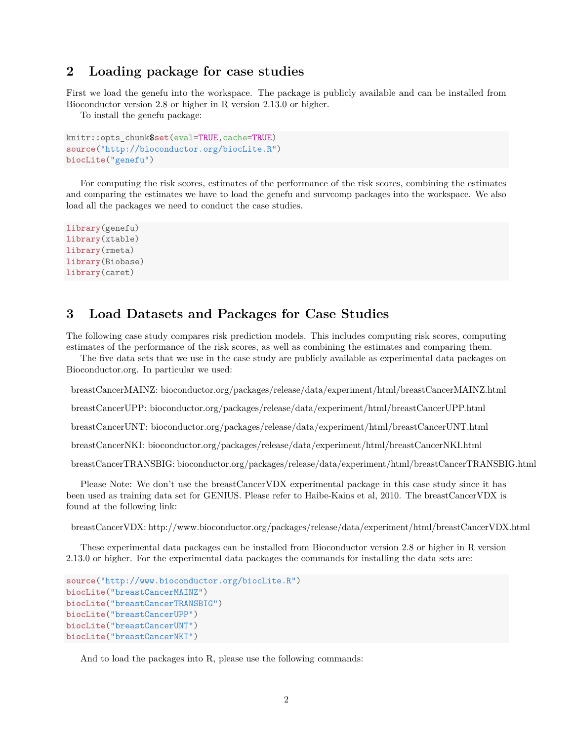## 2 Loading package for case studies

First we load the genefu into the workspace. The package is publicly available and can be installed from Bioconductor version 2.8 or higher in R version 2.13.0 or higher.

To install the genefu package:

```
knitr::opts_chunk$set(eval=TRUE,cache=TRUE)
source("http://bioconductor.org/biocLite.R")
biocLite("genefu")
```

For computing the risk scores, estimates of the performance of the risk scores, combining the estimates and comparing the estimates we have to load the genefu and survcomp packages into the workspace. We also load all the packages we need to conduct the case studies.

```
library(genefu)
library(xtable)
library(rmeta)
library(Biobase)
library(caret)
```

## 3 Load Datasets and Packages for Case Studies

The following case study compares risk prediction models. This includes computing risk scores, computing estimates of the performance of the risk scores, as well as combining the estimates and comparing them.

The five data sets that we use in the case study are publicly available as experimental data packages on Bioconductor.org. In particular we used:

breastCancerMAINZ: bioconductor.org/packages/release/data/experiment/html/breastCancerMAINZ.html

breastCancerUPP: bioconductor.org/packages/release/data/experiment/html/breastCancerUPP.html

breastCancerUNT: bioconductor.org/packages/release/data/experiment/html/breastCancerUNT.html

breastCancerNKI: bioconductor.org/packages/release/data/experiment/html/breastCancerNKI.html

breastCancerTRANSBIG: bioconductor.org/packages/release/data/experiment/html/breastCancerTRANSBIG.html

Please Note: We don't use the breastCancerVDX experimental package in this case study since it has been used as training data set for GENIUS. Please refer to Haibe-Kains et al, 2010. The breastCancerVDX is found at the following link:

breastCancerVDX: http://www.bioconductor.org/packages/release/data/experiment/html/breastCancerVDX.html

These experimental data packages can be installed from Bioconductor version 2.8 or higher in R version 2.13.0 or higher. For the experimental data packages the commands for installing the data sets are:

```
source("http://www.bioconductor.org/biocLite.R")
biocLite("breastCancerMAINZ")
biocLite("breastCancerTRANSBIG")
biocLite("breastCancerUPP")
biocLite("breastCancerUNT")
biocLite("breastCancerNKI")
```

And to load the packages into R, please use the following commands: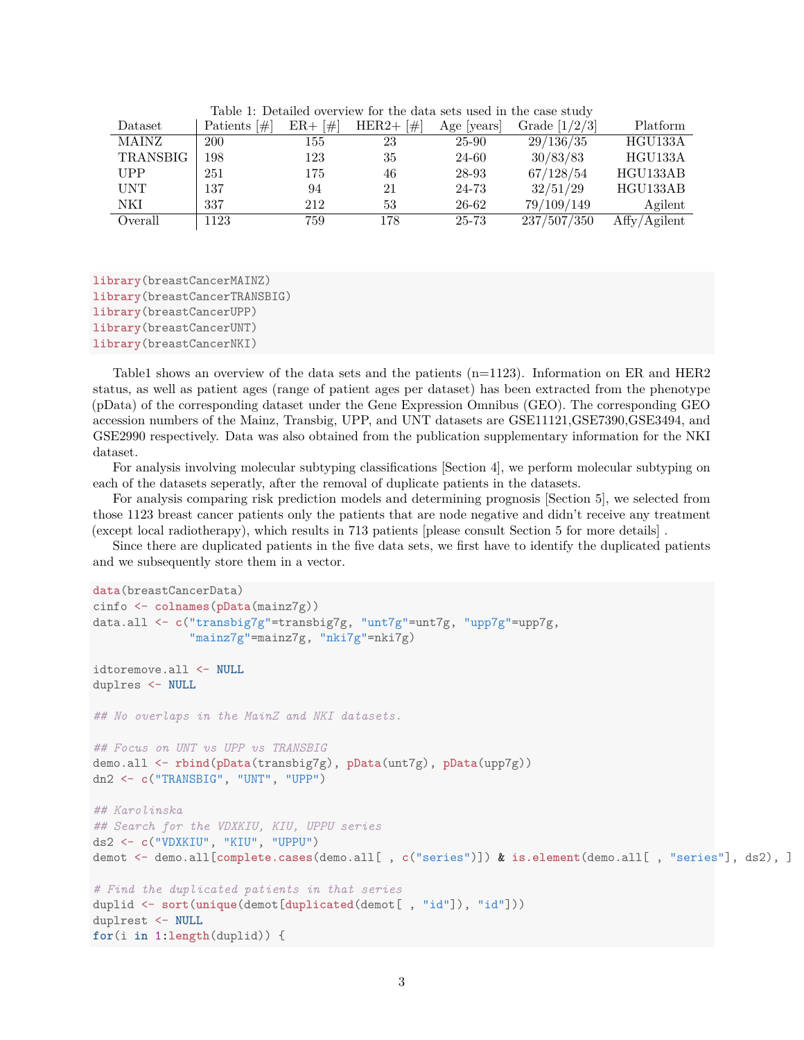Table 1: Detailed overview for the data sets used in the case study

| Dataset | Patients [#] | ER+ [#] | HER2+ [#] | Age [years] | Grade [1/2/3] | Platform |
|---|---|---|---|---|---|---|
| MAINZ | 200 | 155 | 23 | 25-90 | 29/136/35 | HGU133A |
| TRANSBIG | 198 | 123 | 35 | 24-60 | 30/83/83 | HGU133A |
| UPP | 251 | 175 | 46 | 28-93 | 67/128/54 | HGU133AB |
| UNT | 137 | 94 | 21 | 24-73 | 32/51/29 | HGU133AB |
| NKI | 337 | 212 | 53 | 26-62 | 79/109/149 | Agilent |
| Overall | 1123 | 759 | 178 | 25-73 | 237/507/350 | Affy/Agilent |

```
library(breastCancerMAINZ)
library(breastCancerTRANSBIG)
library(breastCancerUPP)
library(breastCancerUNT)
library(breastCancerNKI)
```

Table1 shows an overview of the data sets and the patients (n=1123). Information on ER and HER2 status, as well as patient ages (range of patient ages per dataset) has been extracted from the phenotype (pData) of the corresponding dataset under the Gene Expression Omnibus (GEO). The corresponding GEO accession numbers of the Mainz, Transbig, UPP, and UNT datasets are GSE11121,GSE7390,GSE3494, and GSE2990 respectively. Data was also obtained from the publication supplementary information for the NKI dataset.

For analysis involving molecular subtyping classifications [Section 4], we perform molecular subtyping on each of the datasets seperatly, after the removal of duplicate patients in the datasets.

For analysis comparing risk prediction models and determining prognosis [Section 5], we selected from those 1123 breast cancer patients only the patients that are node negative and didn't receive any treatment (except local radiotherapy), which results in 713 patients [please consult Section 5 for more details] .

Since there are duplicated patients in the five data sets, we first have to identify the duplicated patients and we subsequently store them in a vector.

```
data(breastCancerData)
cinfo <- colnames(pData(mainz7g))
data.all <- c("transbig7g"=transbig7g, "unt7g"=unt7g, "upp7g"=upp7g,
              "mainz7g"=mainz7g, "nki7g"=nki7g)

idtoremove.all <- NULL
duplres <- NULL

## No overlaps in the MainZ and NKI datasets.

## Focus on UNT vs UPP vs TRANSBIG
demo.all <- rbind(pData(transbig7g), pData(unt7g), pData(upp7g))
dn2 <- c("TRANSBIG", "UNT", "UPP")

## Karolinska
## Search for the VDXKIU, KIU, UPPU series
ds2 <- c("VDXKIU", "KIU", "UPPU")
demot <- demo.all[complete.cases(demo.all[ , c("series")]) & is.element(demo.all[ , "series"], ds2), ]

# Find the duplicated patients in that series
duplid <- sort(unique(demot[duplicated(demot[ , "id"]), "id"]))
duplrest <- NULL
for(i in 1:length(duplid)) {
```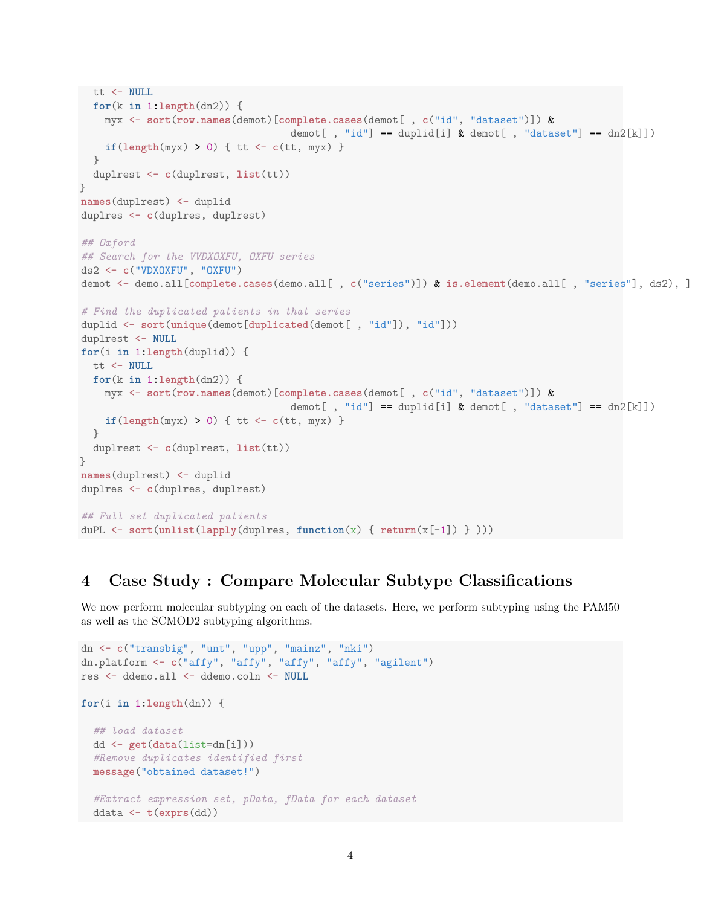```
  tt <- NULL
  for(k in 1:length(dn2)) {
    myx <- sort(row.names(demot)[complete.cases(demot[ , c("id", "dataset")]) &
                               demot[ , "id"] == duplid[i] & demot[ , "dataset"] == dn2[k]])
    if(length(myx) > 0) { tt <- c(tt, myx) }
  }
  duplrest <- c(duplrest, list(tt))
}
names(duplrest) <- duplid
duplres <- c(duplres, duplrest)

## Oxford
## Search for the VVDXOXFU, OXFU series
ds2 <- c("VDXOXFU", "OXFU")
demot <- demo.all[complete.cases(demo.all[ , c("series")]) & is.element(demo.all[ , "series"], ds2), ]

# Find the duplicated patients in that series
duplid <- sort(unique(demot[duplicated(demot[ , "id"]), "id"]))
duplrest <- NULL
for(i in 1:length(duplid)) {
  tt <- NULL
  for(k in 1:length(dn2)) {
    myx <- sort(row.names(demot)[complete.cases(demot[ , c("id", "dataset")]) &
                               demot[ , "id"] == duplid[i] & demot[ , "dataset"] == dn2[k]])
    if(length(myx) > 0) { tt <- c(tt, myx) }
  }
  duplrest <- c(duplrest, list(tt))
}
names(duplrest) <- duplid
duplres <- c(duplres, duplrest)

## Full set duplicated patients
duPL <- sort(unlist(lapply(duplres, function(x) { return(x[-1]) } )))
```

# 4 Case Study : Compare Molecular Subtype Classifications

We now perform molecular subtyping on each of the datasets. Here, we perform subtyping using the PAM50 as well as the SCMOD2 subtyping algorithms.

```
dn <- c("transbig", "unt", "upp", "mainz", "nki")
dn.platform <- c("affy", "affy", "affy", "affy", "agilent")
res <- ddemo.all <- ddemo.coln <- NULL

for(i in 1:length(dn)) {

  ## load dataset
  dd <- get(data(list=dn[i]))
  #Remove duplicates identified first
  message("obtained dataset!")

  #Extract expression set, pData, fData for each dataset
  ddata <- t(exprs(dd))
```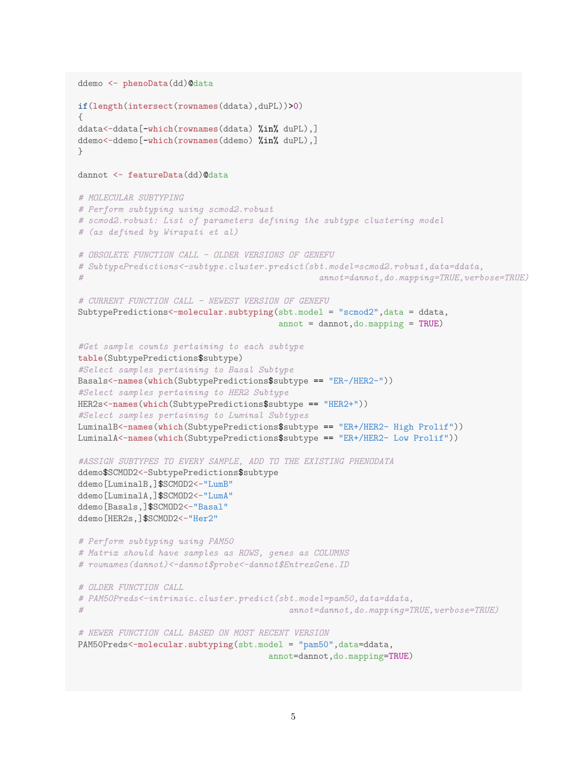```r
ddemo <- phenoData(dd)@data

if(length(intersect(rownames(ddata),duPL))>0)
{
ddata<-ddata[-which(rownames(ddata) %in% duPL),]
ddemo<-ddemo[-which(rownames(ddemo) %in% duPL),]
}

dannot <- featureData(dd)@data

# MOLECULAR SUBTYPING
# Perform subtyping using scmod2.robust
# scmod2.robust: List of parameters defining the subtype clustering model
# (as defined by Wirapati et al)

# OBSOLETE FUNCTION CALL - OLDER VERSIONS OF GENEFU
# SubtypePredictions<-subtype.cluster.predict(sbt.model=scmod2.robust,data=ddata,
#                                              annot=dannot,do.mapping=TRUE,verbose=TRUE)

# CURRENT FUNCTION CALL - NEWEST VERSION OF GENEFU
SubtypePredictions<-molecular.subtyping(sbt.model = "scmod2",data = ddata,
                                        annot = dannot,do.mapping = TRUE)

#Get sample counts pertaining to each subtype
table(SubtypePredictions$subtype)
#Select samples pertaining to Basal Subtype
Basals<-names(which(SubtypePredictions$subtype == "ER-/HER2-"))
#Select samples pertaining to HER2 Subtype
HER2s<-names(which(SubtypePredictions$subtype == "HER2+"))
#Select samples pertaining to Luminal Subtypes
LuminalB<-names(which(SubtypePredictions$subtype == "ER+/HER2- High Prolif"))
LuminalA<-names(which(SubtypePredictions$subtype == "ER+/HER2- Low Prolif"))

#ASSIGN SUBTYPES TO EVERY SAMPLE, ADD TO THE EXISTING PHENODATA
ddemo$SCMOD2<-SubtypePredictions$subtype
ddemo[LuminalB,]$SCMOD2<-"LumB"
ddemo[LuminalA,]$SCMOD2<-"LumA"
ddemo[Basals,]$SCMOD2<-"Basal"
ddemo[HER2s,]$SCMOD2<-"Her2"

# Perform subtyping using PAM50
# Matrix should have samples as ROWS, genes as COLUMNS
# rownames(dannot)<-dannot$probe<-dannot$EntrezGene.ID

# OLDER FUNCTION CALL
# PAM50Preds<-intrinsic.cluster.predict(sbt.model=pam50,data=ddata,
#                                        annot=dannot,do.mapping=TRUE,verbose=TRUE)

# NEWER FUNCTION CALL BASED ON MOST RECENT VERSION
PAM50Preds<-molecular.subtyping(sbt.model = "pam50",data=ddata,
                                annot=dannot,do.mapping=TRUE)
```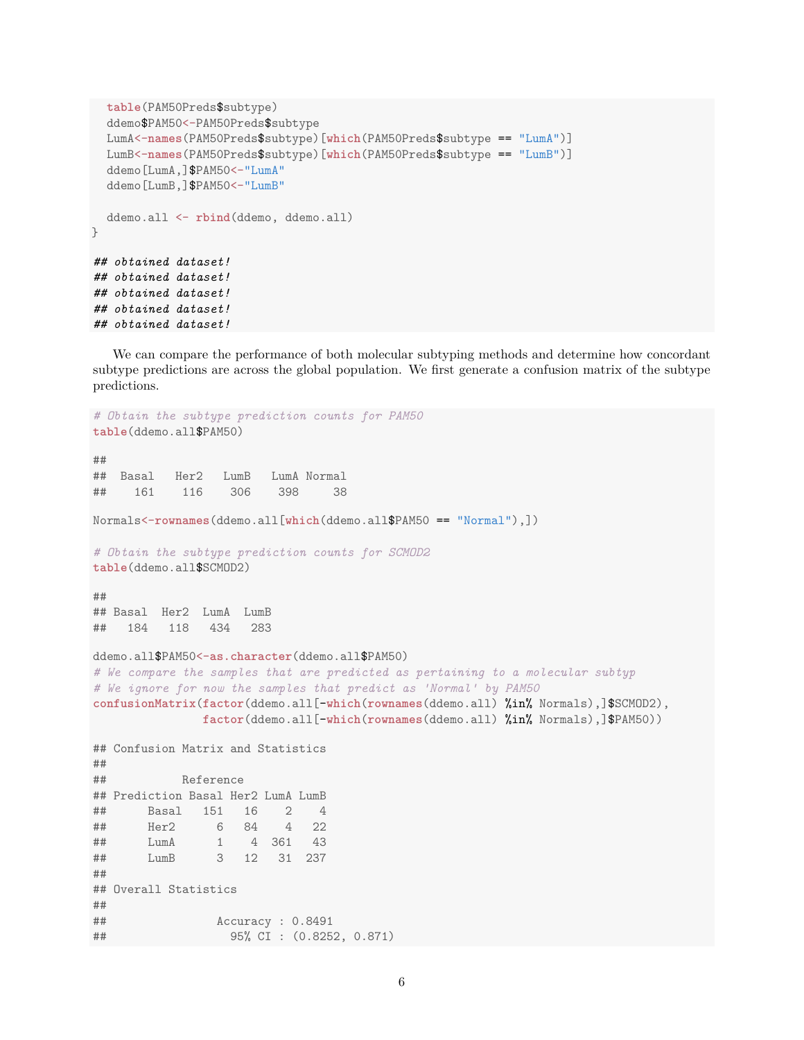```
  table(PAM50Preds$subtype)
  ddemo$PAM50<-PAM50Preds$subtype
  LumA<-names(PAM50Preds$subtype)[which(PAM50Preds$subtype == "LumA")]
  LumB<-names(PAM50Preds$subtype)[which(PAM50Preds$subtype == "LumB")]
  ddemo[LumA,]$PAM50<-"LumA"
  ddemo[LumB,]$PAM50<-"LumB"

  ddemo.all <- rbind(ddemo, ddemo.all)
}

## obtained dataset!
## obtained dataset!
## obtained dataset!
## obtained dataset!
## obtained dataset!
```

We can compare the performance of both molecular subtyping methods and determine how concordant subtype predictions are across the global population. We first generate a confusion matrix of the subtype predictions.

```
# Obtain the subtype prediction counts for PAM50
table(ddemo.all$PAM50)

##
##  Basal   Her2   LumB   LumA Normal
##    161    116    306    398     38

Normals<-rownames(ddemo.all[which(ddemo.all$PAM50 == "Normal"),])

# Obtain the subtype prediction counts for SCMOD2
table(ddemo.all$SCMOD2)

##
## Basal  Her2  LumA  LumB
##   184   118   434   283

ddemo.all$PAM50<-as.character(ddemo.all$PAM50)
# We compare the samples that are predicted as pertaining to a molecular subtyp
# We ignore for now the samples that predict as 'Normal' by PAM50
confusionMatrix(factor(ddemo.all[-which(rownames(ddemo.all) %in% Normals),]$SCMOD2),
                factor(ddemo.all[-which(rownames(ddemo.all) %in% Normals),]$PAM50))

## Confusion Matrix and Statistics
##
##           Reference
## Prediction Basal Her2 LumA LumB
##      Basal   151   16    2    4
##      Her2      6   84    4   22
##      LumA      1    4  361   43
##      LumB      3   12   31  237
##
## Overall Statistics
##
##                Accuracy : 0.8491
##                  95% CI : (0.8252, 0.871)
```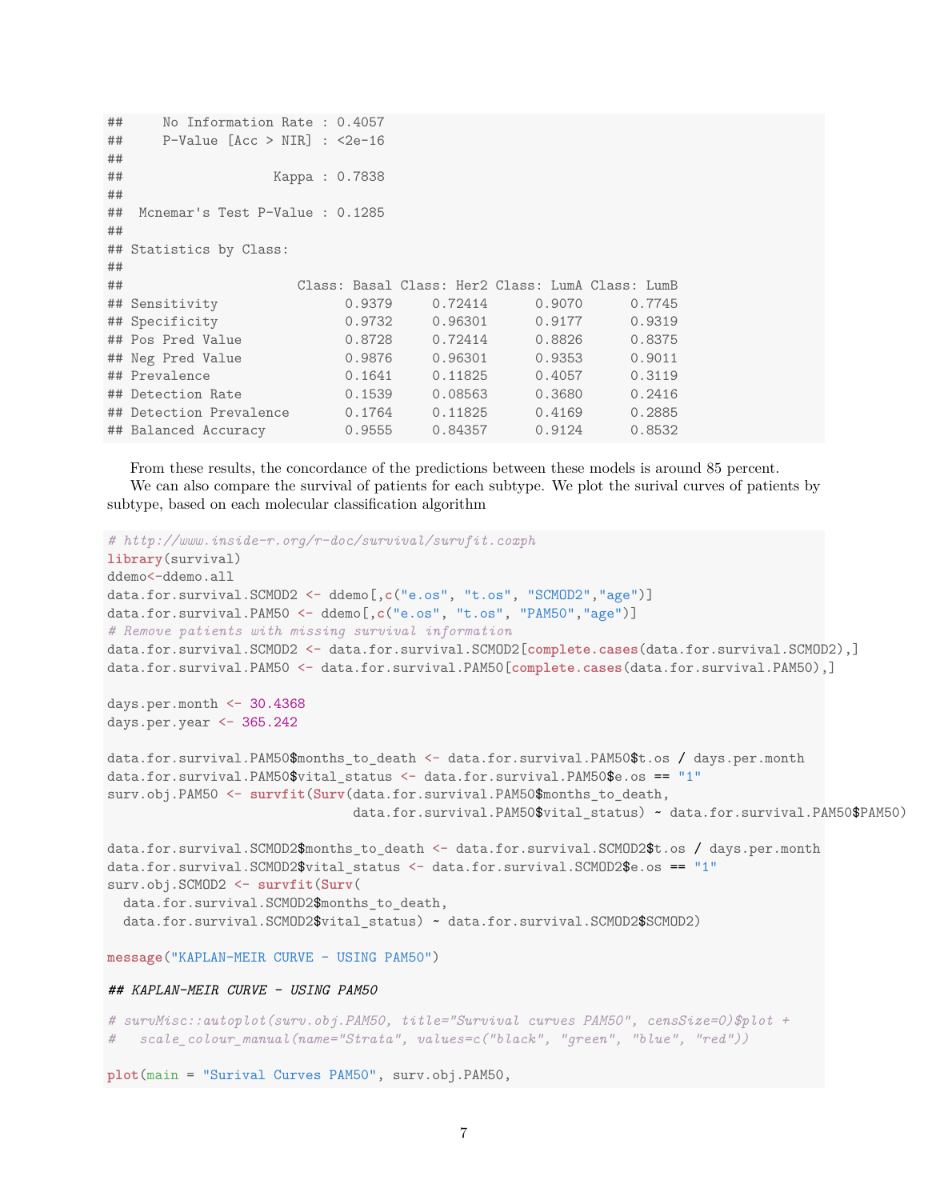```
##     No Information Rate : 0.4057
##     P-Value [Acc > NIR] : <2e-16
##
##                   Kappa : 0.7838
##
##  Mcnemar's Test P-Value : 0.1285
##
## Statistics by Class:
##
##                      Class: Basal Class: Her2 Class: LumA Class: LumB
## Sensitivity                0.9379     0.72414      0.9070      0.7745
## Specificity                0.9732     0.96301      0.9177      0.9319
## Pos Pred Value             0.8728     0.72414      0.8826      0.8375
## Neg Pred Value             0.9876     0.96301      0.9353      0.9011
## Prevalence                 0.1641     0.11825      0.4057      0.3119
## Detection Rate             0.1539     0.08563      0.3680      0.2416
## Detection Prevalence       0.1764     0.11825      0.4169      0.2885
## Balanced Accuracy          0.9555     0.84357      0.9124      0.8532
```

From these results, the concordance of the predictions between these models is around 85 percent.

We can also compare the survival of patients for each subtype. We plot the surival curves of patients by subtype, based on each molecular classification algorithm

```
# http://www.inside-r.org/r-doc/survival/survfit.coxph
library(survival)
ddemo<-ddemo.all
data.for.survival.SCMOD2 <- ddemo[,c("e.os", "t.os", "SCMOD2","age")]
data.for.survival.PAM50 <- ddemo[,c("e.os", "t.os", "PAM50","age")]
# Remove patients with missing survival information
data.for.survival.SCMOD2 <- data.for.survival.SCMOD2[complete.cases(data.for.survival.SCMOD2),]
data.for.survival.PAM50 <- data.for.survival.PAM50[complete.cases(data.for.survival.PAM50),]

days.per.month <- 30.4368
days.per.year <- 365.242

data.for.survival.PAM50$months_to_death <- data.for.survival.PAM50$t.os / days.per.month
data.for.survival.PAM50$vital_status <- data.for.survival.PAM50$e.os == "1"
surv.obj.PAM50 <- survfit(Surv(data.for.survival.PAM50$months_to_death,
                           data.for.survival.PAM50$vital_status) ~ data.for.survival.PAM50$PAM50)

data.for.survival.SCMOD2$months_to_death <- data.for.survival.SCMOD2$t.os / days.per.month
data.for.survival.SCMOD2$vital_status <- data.for.survival.SCMOD2$e.os == "1"
surv.obj.SCMOD2 <- survfit(Surv(
  data.for.survival.SCMOD2$months_to_death,
  data.for.survival.SCMOD2$vital_status) ~ data.for.survival.SCMOD2$SCMOD2)

message("KAPLAN-MEIR CURVE - USING PAM50")

## KAPLAN-MEIR CURVE - USING PAM50

# survMisc::autoplot(surv.obj.PAM50, title="Survival curves PAM50", censSize=0)$plot +
#   scale_colour_manual(name="Strata", values=c("black", "green", "blue", "red"))

plot(main = "Surival Curves PAM50", surv.obj.PAM50,
```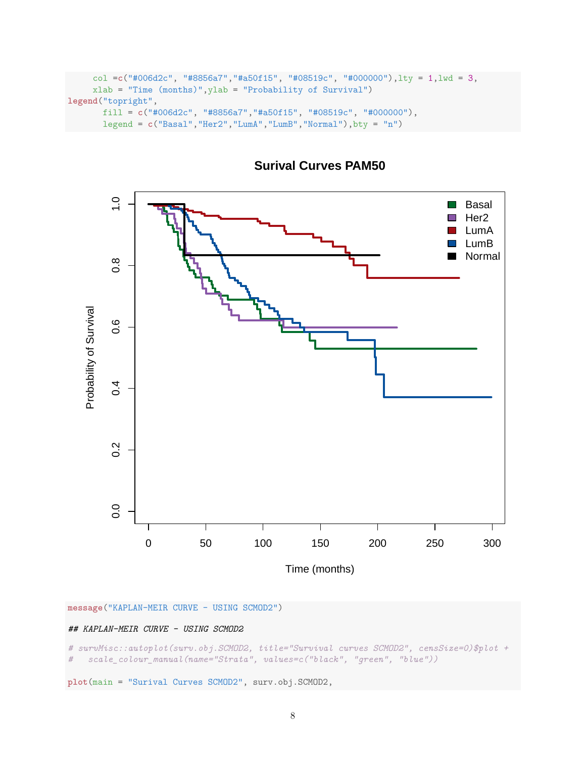```
     col =c("#006d2c", "#8856a7","#a50f15", "#08519c", "#000000"),lty = 1,lwd = 3,
     xlab = "Time (months)",ylab = "Probability of Survival")
legend("topright",
       fill = c("#006d2c", "#8856a7","#a50f15", "#08519c", "#000000"),
       legend = c("Basal","Her2","LumA","LumB","Normal"),bty = "n")
```

```
message("KAPLAN-MEIR CURVE - USING SCMOD2")
```

```
## KAPLAN-MEIR CURVE - USING SCMOD2
```

```
# survMisc::autoplot(surv.obj.SCMOD2, title="Survival curves SCMOD2", censSize=0)$plot +
#   scale_colour_manual(name="Strata", values=c("black", "green", "blue"))

plot(main = "Surival Curves SCMOD2", surv.obj.SCMOD2,
```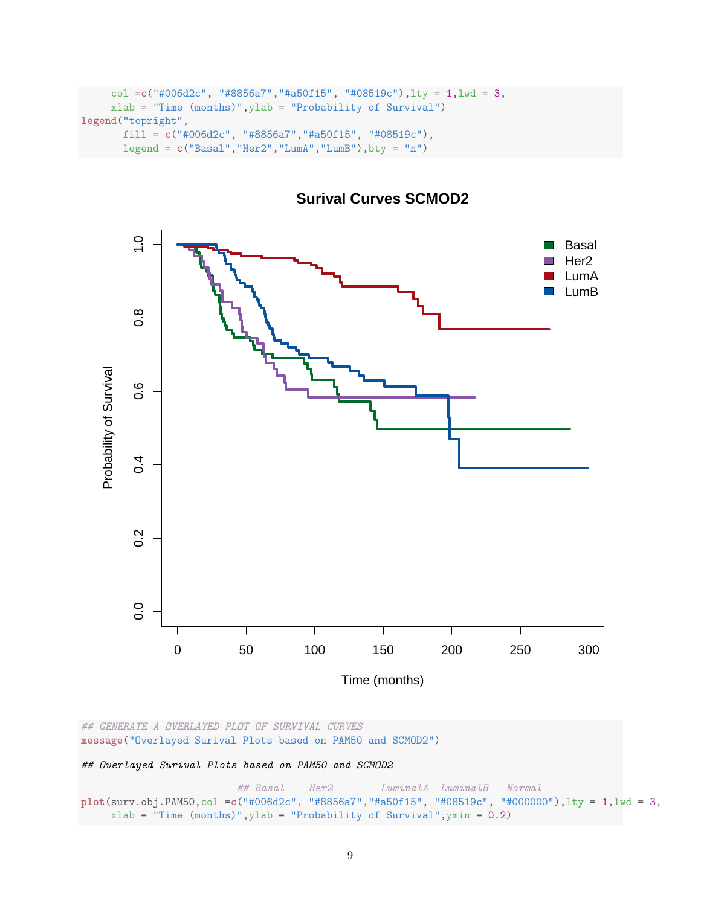```
     col =c("#006d2c", "#8856a7","#a50f15", "#08519c"),lty = 1,lwd = 3,
     xlab = "Time (months)",ylab = "Probability of Survival")
legend("topright",
       fill = c("#006d2c", "#8856a7","#a50f15", "#08519c"),
       legend = c("Basal","Her2","LumA","LumB"),bty = "n")
```

```
## GENERATE A OVERLAYED PLOT OF SURVIVAL CURVES
message("Overlayed Surival Plots based on PAM50 and SCMOD2")
```

```
## Overlayed Surival Plots based on PAM50 and SCMOD2
```

```
                                ## Basal    Her2         LuminalA  LuminalB   Normal
plot(surv.obj.PAM50,col =c("#006d2c", "#8856a7","#a50f15", "#08519c", "#000000"),lty = 1,lwd = 3,
     xlab = "Time (months)",ylab = "Probability of Survival",ymin = 0.2)
```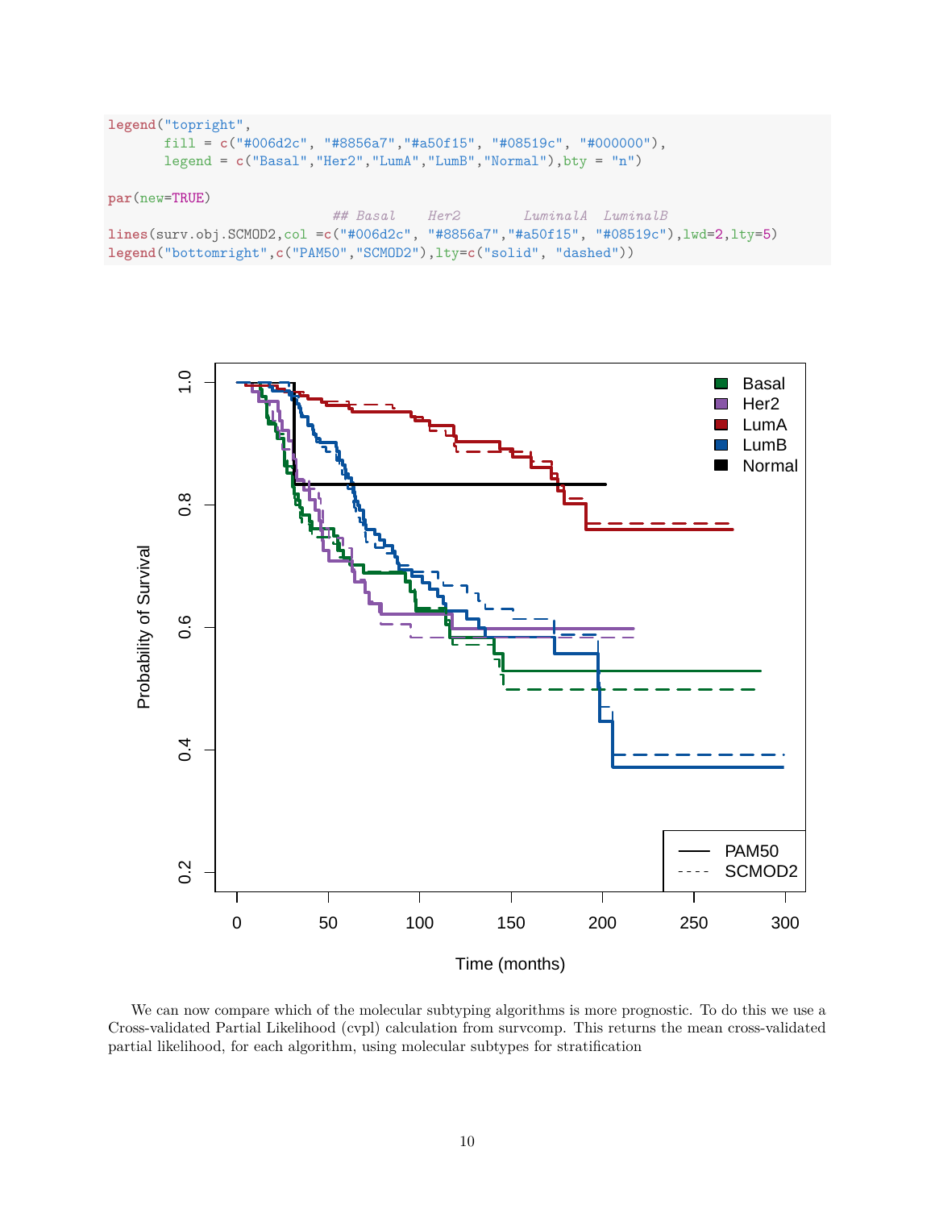```
legend("topright",
       fill = c("#006d2c", "#8856a7","#a50f15", "#08519c", "#000000"),
       legend = c("Basal","Her2","LumA","LumB","Normal"),bty = "n")

par(new=TRUE)
                            ## Basal    Her2        LuminalA  LuminalB
lines(surv.obj.SCMOD2,col =c("#006d2c", "#8856a7","#a50f15", "#08519c"),lwd=2,lty=5)
legend("bottomright",c("PAM50","SCMOD2"),lty=c("solid", "dashed"))
```

We can now compare which of the molecular subtyping algorithms is more prognostic. To do this we use a Cross-validated Partial Likelihood (cvpl) calculation from survcomp. This returns the mean cross-validated partial likelihood, for each algorithm, using molecular subtypes for stratification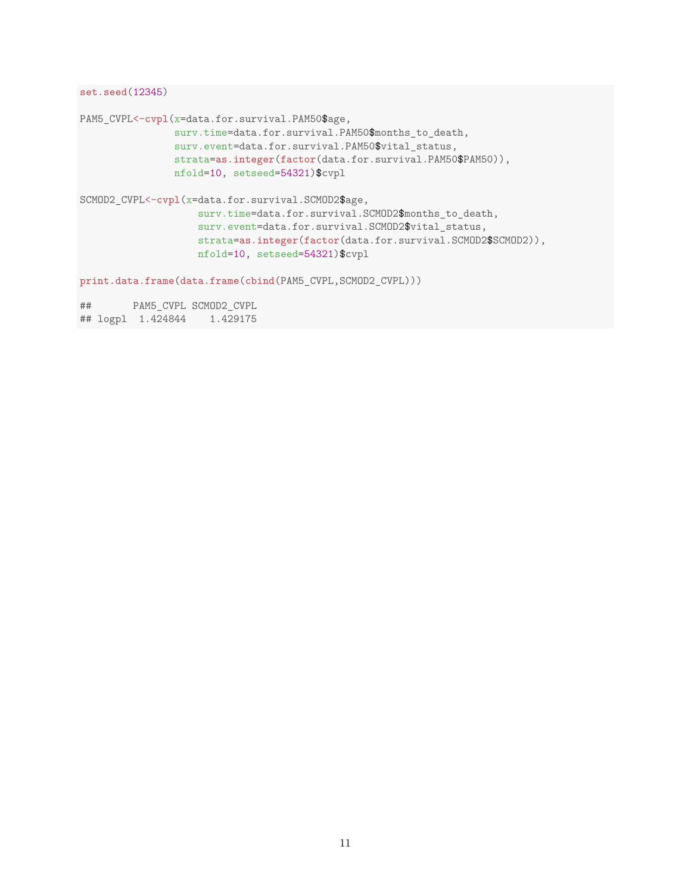```
set.seed(12345)

PAM5_CVPL<-cvpl(x=data.for.survival.PAM50$age,
                surv.time=data.for.survival.PAM50$months_to_death,
                surv.event=data.for.survival.PAM50$vital_status,
                strata=as.integer(factor(data.for.survival.PAM50$PAM50)),
                nfold=10, setseed=54321)$cvpl

SCMOD2_CVPL<-cvpl(x=data.for.survival.SCMOD2$age,
                    surv.time=data.for.survival.SCMOD2$months_to_death,
                    surv.event=data.for.survival.SCMOD2$vital_status,
                    strata=as.integer(factor(data.for.survival.SCMOD2$SCMOD2)),
                    nfold=10, setseed=54321)$cvpl

print.data.frame(data.frame(cbind(PAM5_CVPL,SCMOD2_CVPL)))

##       PAM5_CVPL SCMOD2_CVPL
## logpl  1.424844    1.429175
```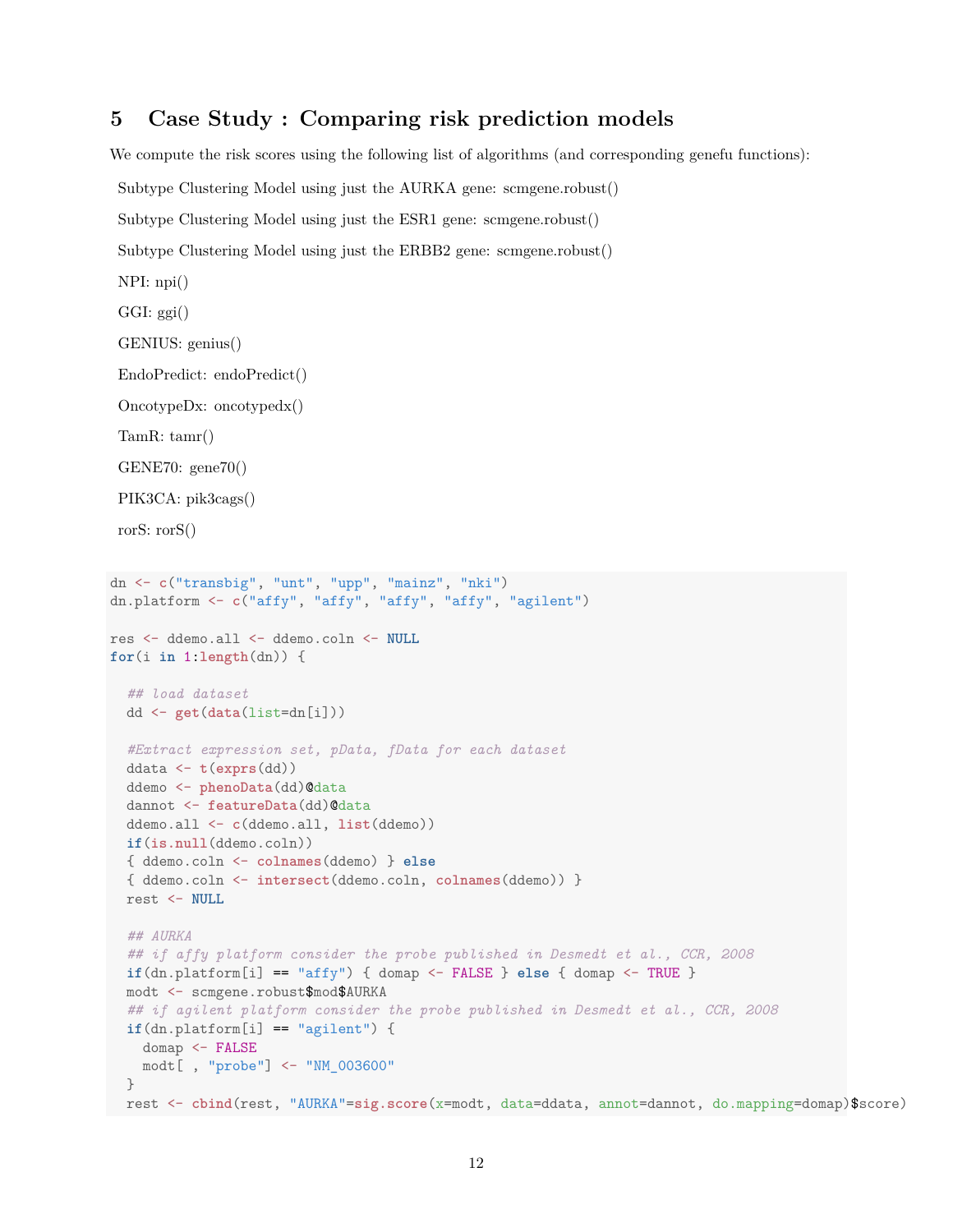# 5 Case Study : Comparing risk prediction models

We compute the risk scores using the following list of algorithms (and corresponding genefu functions):

Subtype Clustering Model using just the AURKA gene: scmgene.robust()

Subtype Clustering Model using just the ESR1 gene: scmgene.robust()

Subtype Clustering Model using just the ERBB2 gene: scmgene.robust()

NPI: npi()

GGI: ggi()

GENIUS: genius()

EndoPredict: endoPredict()

OncotypeDx: oncotypedx()

TamR: tamr()

GENE70: gene70()

PIK3CA: pik3cags()

rorS: rorS()

```
dn <- c("transbig", "unt", "upp", "mainz", "nki")
dn.platform <- c("affy", "affy", "affy", "affy", "agilent")

res <- ddemo.all <- ddemo.coln <- NULL
for(i in 1:length(dn)) {

  ## load dataset
  dd <- get(data(list=dn[i]))

  #Extract expression set, pData, fData for each dataset
  ddata <- t(exprs(dd))
  ddemo <- phenoData(dd)@data
  dannot <- featureData(dd)@data
  ddemo.all <- c(ddemo.all, list(ddemo))
  if(is.null(ddemo.coln))
  { ddemo.coln <- colnames(ddemo) } else
  { ddemo.coln <- intersect(ddemo.coln, colnames(ddemo)) }
  rest <- NULL

  ## AURKA
  ## if affy platform consider the probe published in Desmedt et al., CCR, 2008
  if(dn.platform[i] == "affy") { domap <- FALSE } else { domap <- TRUE }
  modt <- scmgene.robust$mod$AURKA
  ## if agilent platform consider the probe published in Desmedt et al., CCR, 2008
  if(dn.platform[i] == "agilent") {
    domap <- FALSE
    modt[ , "probe"] <- "NM_003600"
  }
  rest <- cbind(rest, "AURKA"=sig.score(x=modt, data=ddata, annot=dannot, do.mapping=domap)$score)
```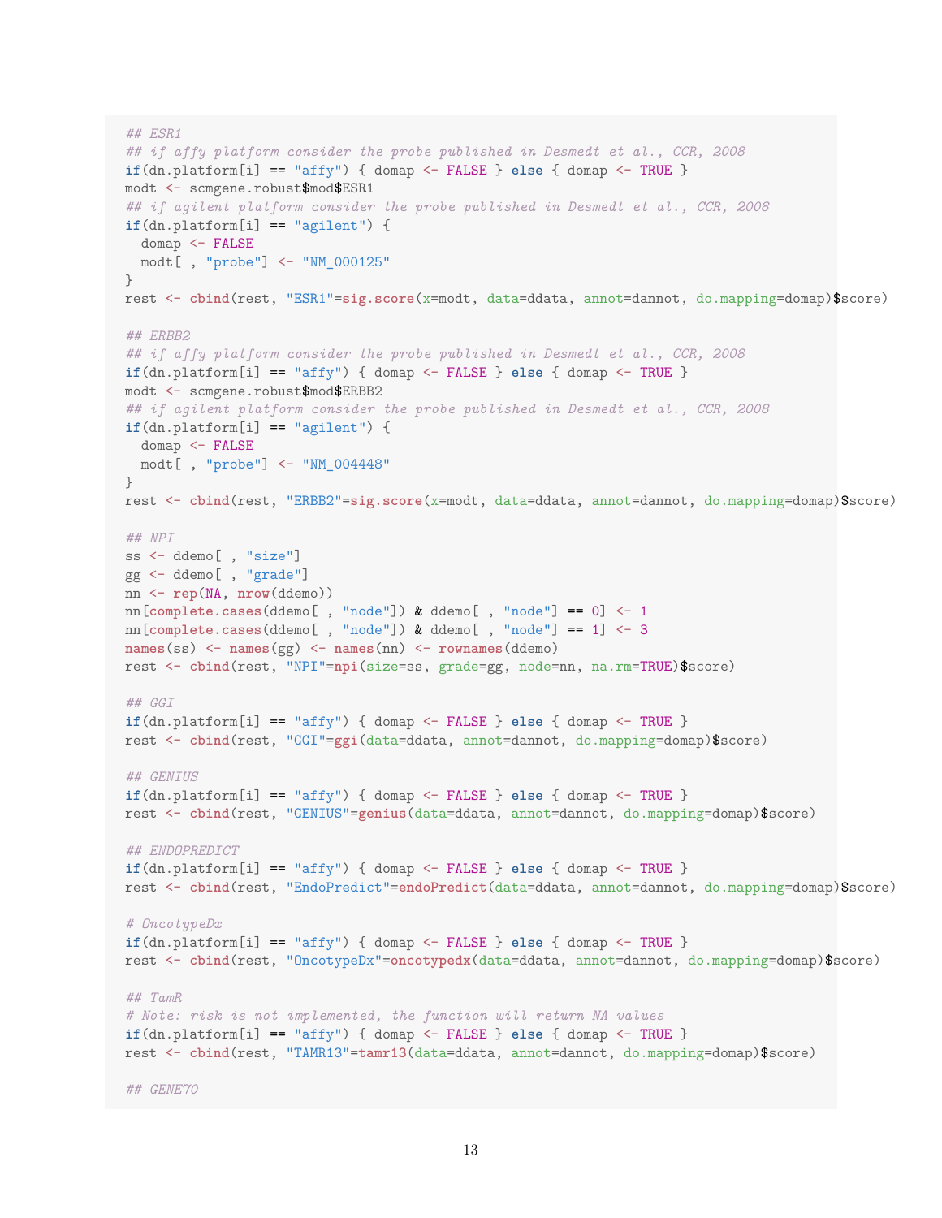```r
## ESR1
## if affy platform consider the probe published in Desmedt et al., CCR, 2008
if(dn.platform[i] == "affy") { domap <- FALSE } else { domap <- TRUE }
modt <- scmgene.robust$mod$ESR1
## if agilent platform consider the probe published in Desmedt et al., CCR, 2008
if(dn.platform[i] == "agilent") {
  domap <- FALSE
  modt[ , "probe"] <- "NM_000125"
}
rest <- cbind(rest, "ESR1"=sig.score(x=modt, data=ddata, annot=dannot, do.mapping=domap)$score)

## ERBB2
## if affy platform consider the probe published in Desmedt et al., CCR, 2008
if(dn.platform[i] == "affy") { domap <- FALSE } else { domap <- TRUE }
modt <- scmgene.robust$mod$ERBB2
## if agilent platform consider the probe published in Desmedt et al., CCR, 2008
if(dn.platform[i] == "agilent") {
  domap <- FALSE
  modt[ , "probe"] <- "NM_004448"
}
rest <- cbind(rest, "ERBB2"=sig.score(x=modt, data=ddata, annot=dannot, do.mapping=domap)$score)

## NPI
ss <- ddemo[ , "size"]
gg <- ddemo[ , "grade"]
nn <- rep(NA, nrow(ddemo))
nn[complete.cases(ddemo[ , "node"]) & ddemo[ , "node"] == 0] <- 1
nn[complete.cases(ddemo[ , "node"]) & ddemo[ , "node"] == 1] <- 3
names(ss) <- names(gg) <- names(nn) <- rownames(ddemo)
rest <- cbind(rest, "NPI"=npi(size=ss, grade=gg, node=nn, na.rm=TRUE)$score)

## GGI
if(dn.platform[i] == "affy") { domap <- FALSE } else { domap <- TRUE }
rest <- cbind(rest, "GGI"=ggi(data=ddata, annot=dannot, do.mapping=domap)$score)

## GENIUS
if(dn.platform[i] == "affy") { domap <- FALSE } else { domap <- TRUE }
rest <- cbind(rest, "GENIUS"=genius(data=ddata, annot=dannot, do.mapping=domap)$score)

## ENDOPREDICT
if(dn.platform[i] == "affy") { domap <- FALSE } else { domap <- TRUE }
rest <- cbind(rest, "EndoPredict"=endoPredict(data=ddata, annot=dannot, do.mapping=domap)$score)

# OncotypeDx
if(dn.platform[i] == "affy") { domap <- FALSE } else { domap <- TRUE }
rest <- cbind(rest, "OncotypeDx"=oncotypedx(data=ddata, annot=dannot, do.mapping=domap)$score)

## TamR
# Note: risk is not implemented, the function will return NA values
if(dn.platform[i] == "affy") { domap <- FALSE } else { domap <- TRUE }
rest <- cbind(rest, "TAMR13"=tamr13(data=ddata, annot=dannot, do.mapping=domap)$score)

## GENE70
```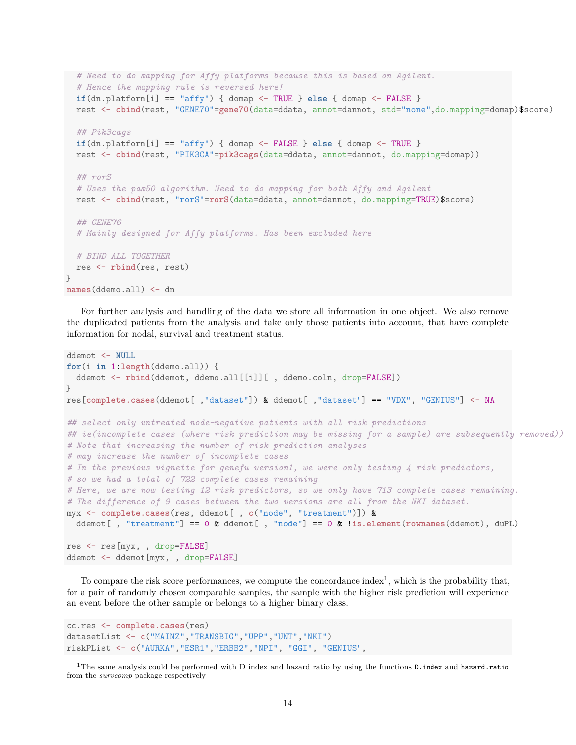```
  # Need to do mapping for Affy platforms because this is based on Agilent.
  # Hence the mapping rule is reversed here!
  if(dn.platform[i] == "affy") { domap <- TRUE } else { domap <- FALSE }
  rest <- cbind(rest, "GENE70"=gene70(data=ddata, annot=dannot, std="none",do.mapping=domap)$score)

  ## Pik3cags
  if(dn.platform[i] == "affy") { domap <- FALSE } else { domap <- TRUE }
  rest <- cbind(rest, "PIK3CA"=pik3cags(data=ddata, annot=dannot, do.mapping=domap))

  ## rorS
  # Uses the pam50 algorithm. Need to do mapping for both Affy and Agilent
  rest <- cbind(rest, "rorS"=rorS(data=ddata, annot=dannot, do.mapping=TRUE)$score)

  ## GENE76
  # Mainly designed for Affy platforms. Has been excluded here

  # BIND ALL TOGETHER
  res <- rbind(res, rest)
}
names(ddemo.all) <- dn
```

For further analysis and handling of the data we store all information in one object. We also remove the duplicated patients from the analysis and take only those patients into account, that have complete information for nodal, survival and treatment status.

```
ddemot <- NULL
for(i in 1:length(ddemo.all)) {
  ddemot <- rbind(ddemot, ddemo.all[[i]][ , ddemo.coln, drop=FALSE])
}
res[complete.cases(ddemot[ ,"dataset"]) & ddemot[ ,"dataset"] == "VDX", "GENIUS"] <- NA

## select only untreated node-negative patients with all risk predictions
## ie(incomplete cases (where risk prediction may be missing for a sample) are subsequently removed))
# Note that increasing the number of risk prediction analyses
# may increase the number of incomplete cases
# In the previous vignette for genefu version1, we were only testing 4 risk predictors,
# so we had a total of 722 complete cases remaining
# Here, we are now testing 12 risk predictors, so we only have 713 complete cases remaining.
# The difference of 9 cases between the two versions are all from the NKI dataset.
myx <- complete.cases(res, ddemot[ , c("node", "treatment")]) &
  ddemot[ , "treatment"] == 0 & ddemot[ , "node"] == 0 & !is.element(rownames(ddemot), duPL)

res <- res[myx, , drop=FALSE]
ddemot <- ddemot[myx, , drop=FALSE]
```

To compare the risk score performances, we compute the concordance index[1], which is the probability that, for a pair of randomly chosen comparable samples, the sample with the higher risk prediction will experience an event before the other sample or belongs to a higher binary class.

```
cc.res <- complete.cases(res)
datasetList <- c("MAINZ","TRANSBIG","UPP","UNT","NKI")
riskPList <- c("AURKA","ESR1","ERBB2","NPI", "GGI", "GENIUS",
```

[1] The same analysis could be performed with D index and hazard ratio by using the functions `D.index` and `hazard.ratio` from the *survcomp* package respectively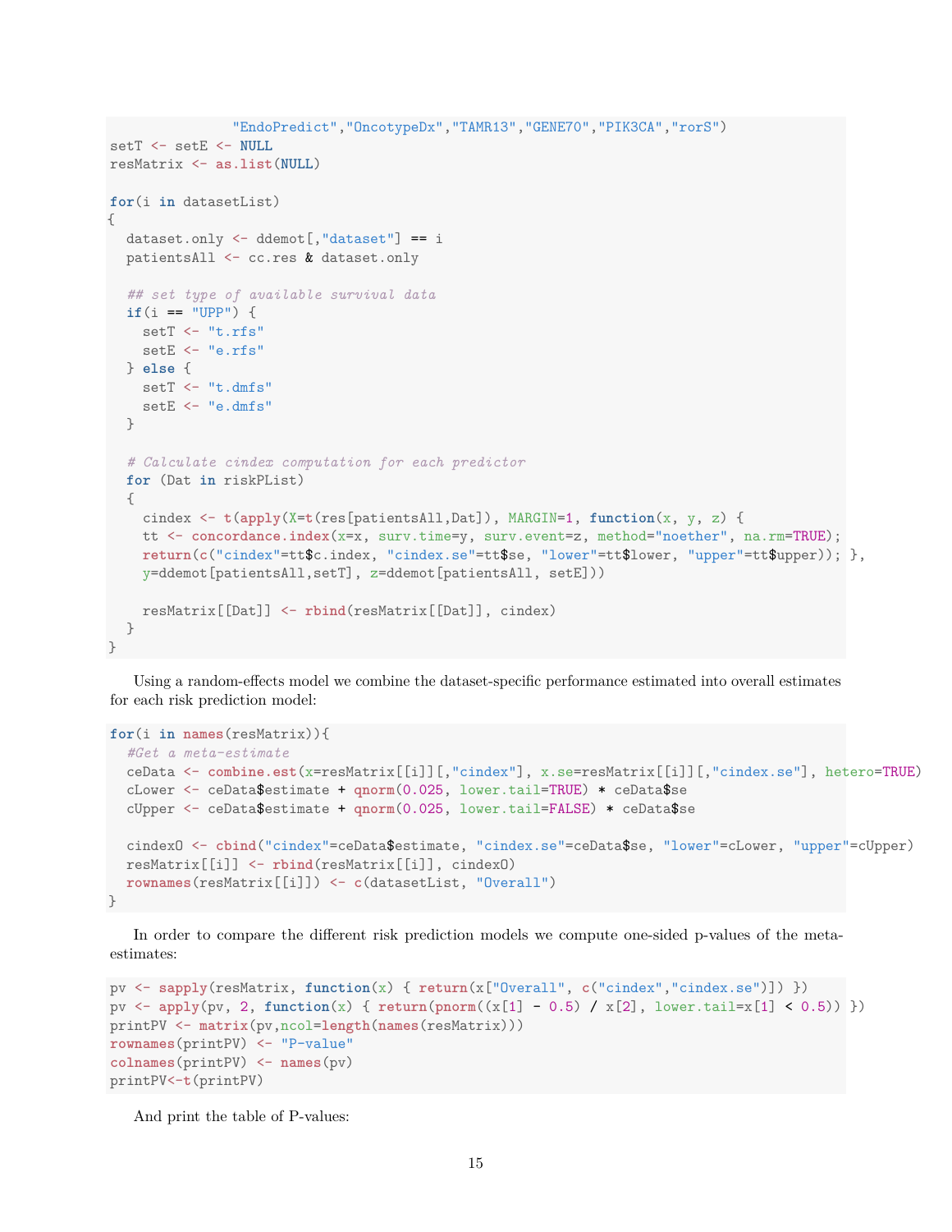```
                "EndoPredict","OncotypeDx","TAMR13","GENE70","PIK3CA","rorS")
setT <- setE <- NULL
resMatrix <- as.list(NULL)

for(i in datasetList)
{
  dataset.only <- ddemot[,"dataset"] == i
  patientsAll <- cc.res & dataset.only

  ## set type of available survival data
  if(i == "UPP") {
    setT <- "t.rfs"
    setE <- "e.rfs"
  } else {
    setT <- "t.dmfs"
    setE <- "e.dmfs"
  }

  # Calculate cindex computation for each predictor
  for (Dat in riskPList)
  {
    cindex <- t(apply(X=t(res[patientsAll,Dat]), MARGIN=1, function(x, y, z) {
    tt <- concordance.index(x=x, surv.time=y, surv.event=z, method="noether", na.rm=TRUE);
    return(c("cindex"=tt$c.index, "cindex.se"=tt$se, "lower"=tt$lower, "upper"=tt$upper)); },
    y=ddemot[patientsAll,setT], z=ddemot[patientsAll, setE]))

    resMatrix[[Dat]] <- rbind(resMatrix[[Dat]], cindex)
  }
}
```

Using a random-effects model we combine the dataset-specific performance estimated into overall estimates for each risk prediction model:

```
for(i in names(resMatrix)){
  #Get a meta-estimate
  ceData <- combine.est(x=resMatrix[[i]][,"cindex"], x.se=resMatrix[[i]][,"cindex.se"], hetero=TRUE)
  cLower <- ceData$estimate + qnorm(0.025, lower.tail=TRUE) * ceData$se
  cUpper <- ceData$estimate + qnorm(0.025, lower.tail=FALSE) * ceData$se

  cindexO <- cbind("cindex"=ceData$estimate, "cindex.se"=ceData$se, "lower"=cLower, "upper"=cUpper)
  resMatrix[[i]] <- rbind(resMatrix[[i]], cindexO)
  rownames(resMatrix[[i]]) <- c(datasetList, "Overall")
}
```

In order to compare the different risk prediction models we compute one-sided p-values of the meta-estimates:

```
pv <- sapply(resMatrix, function(x) { return(x["Overall", c("cindex","cindex.se")]) })
pv <- apply(pv, 2, function(x) { return(pnorm((x[1] - 0.5) / x[2], lower.tail=x[1] < 0.5)) })
printPV <- matrix(pv,ncol=length(names(resMatrix)))
rownames(printPV) <- "P-value"
colnames(printPV) <- names(pv)
printPV<-t(printPV)
```

And print the table of P-values: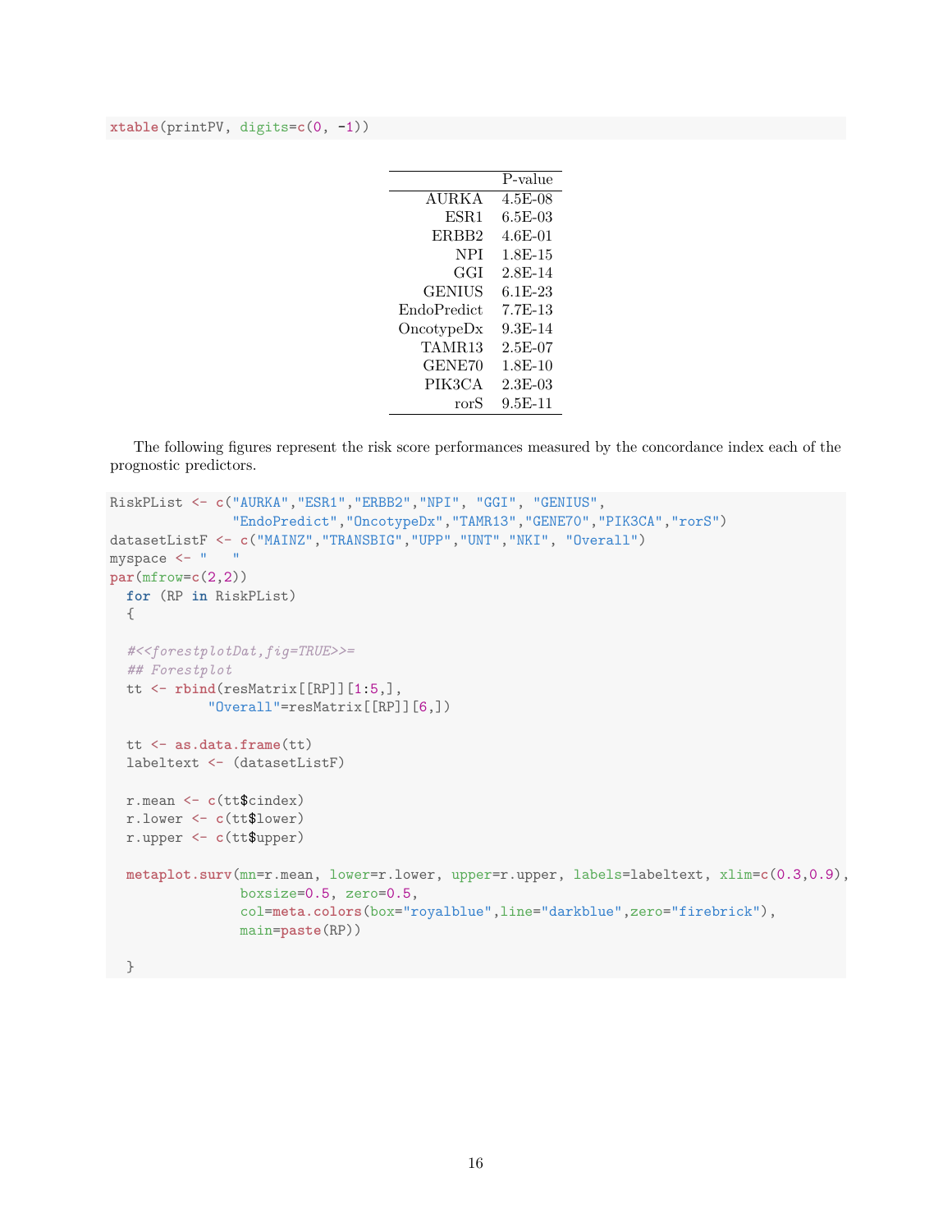```
xtable(printPV, digits=c(0, -1))
```

| | P-value |
|---|---|
| AURKA | 4.5E-08 |
| ESR1 | 6.5E-03 |
| ERBB2 | 4.6E-01 |
| NPI | 1.8E-15 |
| GGI | 2.8E-14 |
| GENIUS | 6.1E-23 |
| EndoPredict | 7.7E-13 |
| OncotypeDx | 9.3E-14 |
| TAMR13 | 2.5E-07 |
| GENE70 | 1.8E-10 |
| PIK3CA | 2.3E-03 |
| rorS | 9.5E-11 |

The following figures represent the risk score performances measured by the concordance index each of the prognostic predictors.

```
RiskPList <- c("AURKA","ESR1","ERBB2","NPI", "GGI", "GENIUS",
               "EndoPredict","OncotypeDx","TAMR13","GENE70","PIK3CA","rorS")
datasetListF <- c("MAINZ","TRANSBIG","UPP","UNT","NKI", "Overall")
myspace <- "   "
par(mfrow=c(2,2))
  for (RP in RiskPList)
  {

  #<<forestplotDat,fig=TRUE>>=
  ## Forestplot
  tt <- rbind(resMatrix[[RP]][1:5,],
           "Overall"=resMatrix[[RP]][6,])

  tt <- as.data.frame(tt)
  labeltext <- (datasetListF)

  r.mean <- c(tt$cindex)
  r.lower <- c(tt$lower)
  r.upper <- c(tt$upper)

  metaplot.surv(mn=r.mean, lower=r.lower, upper=r.upper, labels=labeltext, xlim=c(0.3,0.9),
               boxsize=0.5, zero=0.5,
               col=meta.colors(box="royalblue",line="darkblue",zero="firebrick"),
               main=paste(RP))

  }
```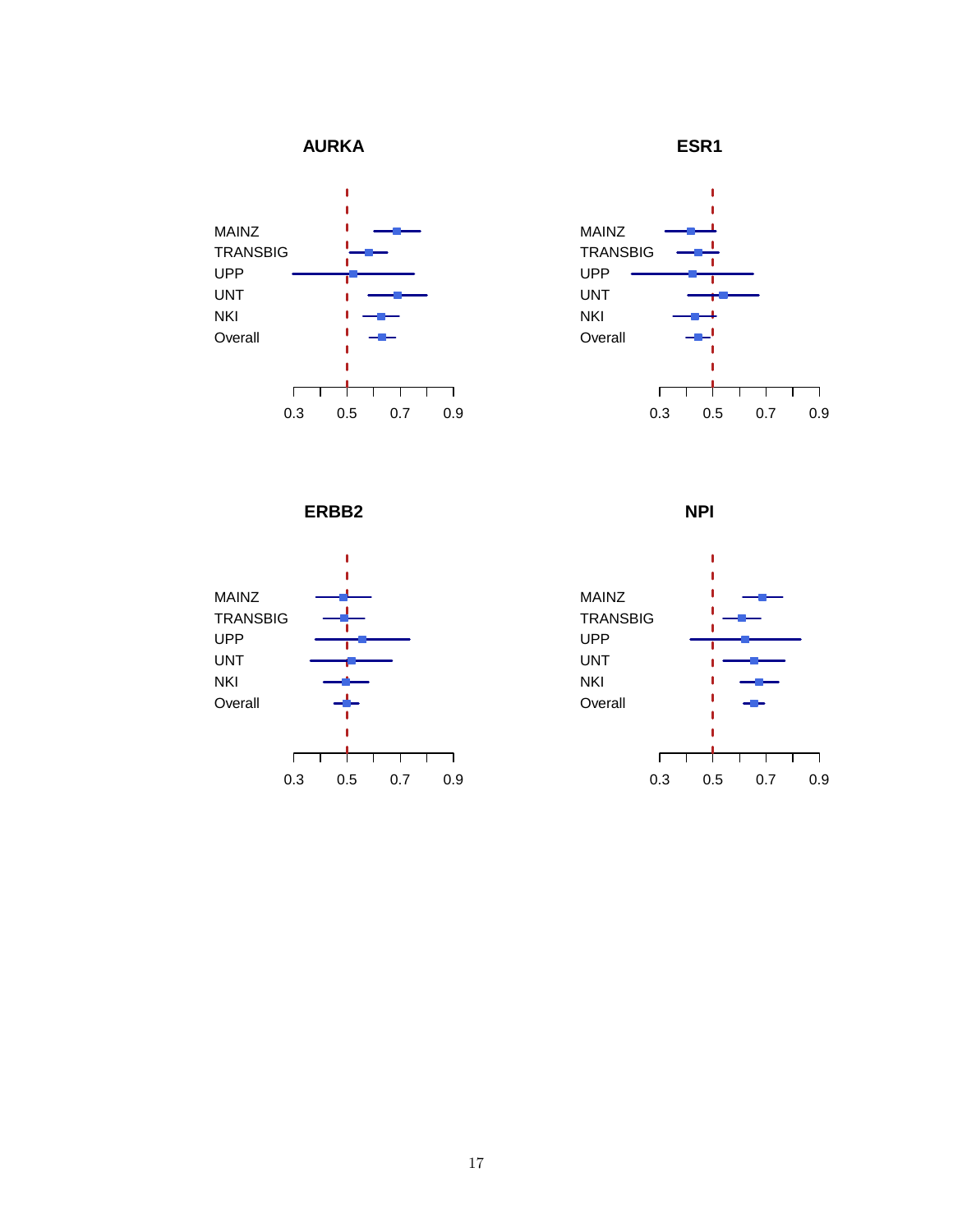**AURKA**

MAINZ
TRANSBIG
UPP
UNT
NKI
Overall

0.3 0.5 0.7 0.9

**ESR1**

MAINZ
TRANSBIG
UPP
UNT
NKI
Overall

0.3 0.5 0.7 0.9

**ERBB2**

MAINZ
TRANSBIG
UPP
UNT
NKI
Overall

0.3 0.5 0.7 0.9

**NPI**

MAINZ
TRANSBIG
UPP
UNT
NKI
Overall

0.3 0.5 0.7 0.9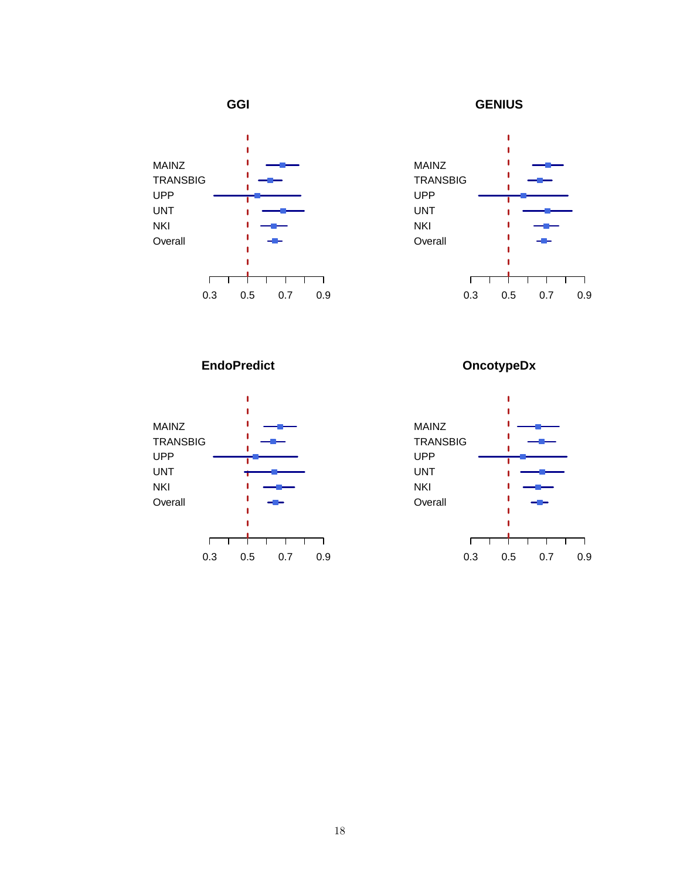**GGI**

MAINZ
TRANSBIG
UPP
UNT
NKI
Overall

0.3 0.5 0.7 0.9

**GENIUS**

MAINZ
TRANSBIG
UPP
UNT
NKI
Overall

0.3 0.5 0.7 0.9

**EndoPredict**

MAINZ
TRANSBIG
UPP
UNT
NKI
Overall

0.3 0.5 0.7 0.9

**OncotypeDx**

MAINZ
TRANSBIG
UPP
UNT
NKI
Overall

0.3 0.5 0.7 0.9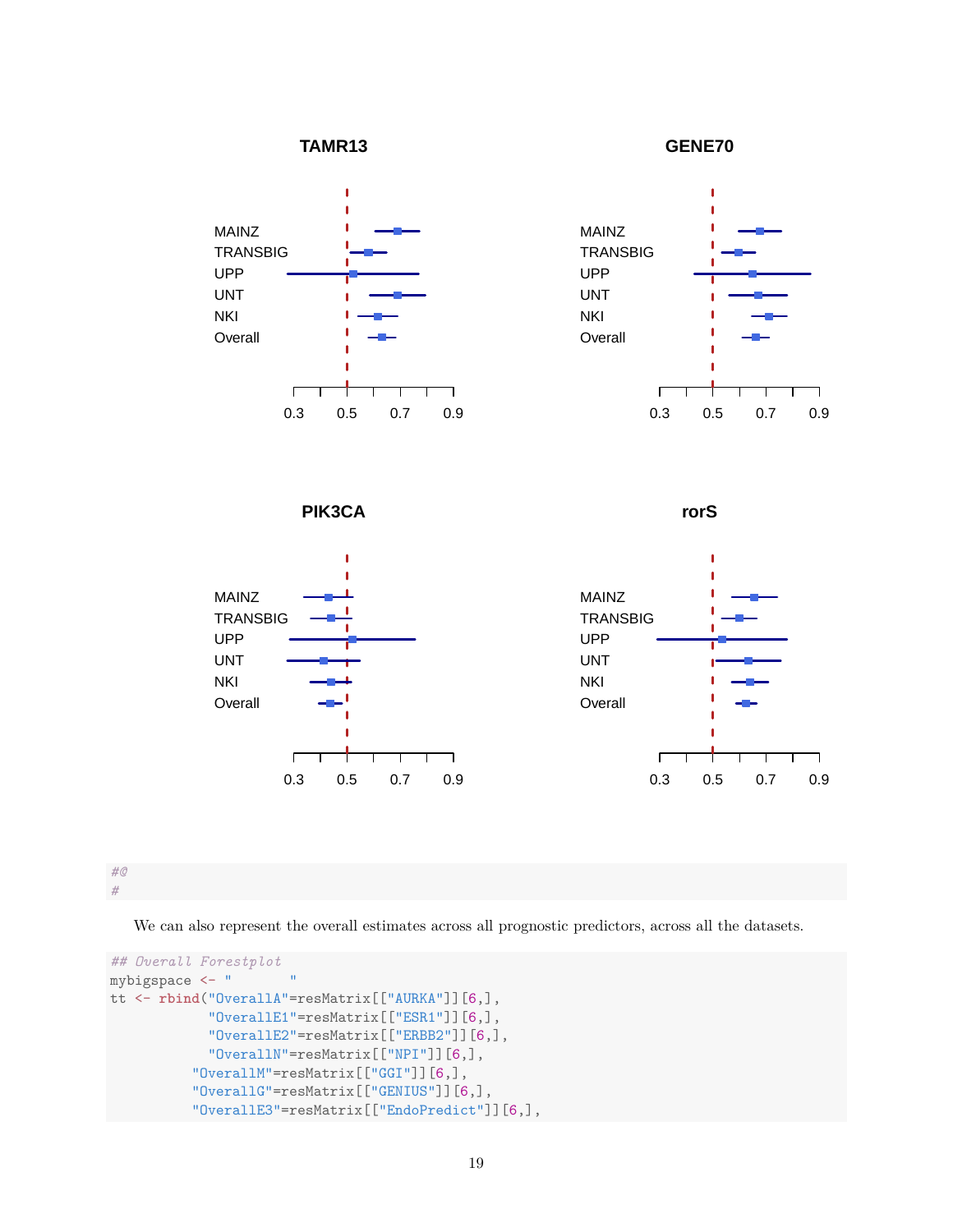```
#@
#
```

We can also represent the overall estimates across all prognostic predictors, across all the datasets.

```
## Overall Forestplot
mybigspace <- "        "
tt <- rbind("OverallA"=resMatrix[["AURKA"]][6,],
            "OverallE1"=resMatrix[["ESR1"]][6,],
            "OverallE2"=resMatrix[["ERBB2"]][6,],
            "OverallN"=resMatrix[["NPI"]][6,],
          "OverallM"=resMatrix[["GGI"]][6,],
          "OverallG"=resMatrix[["GENIUS"]][6,],
          "OverallE3"=resMatrix[["EndoPredict"]][6,],
```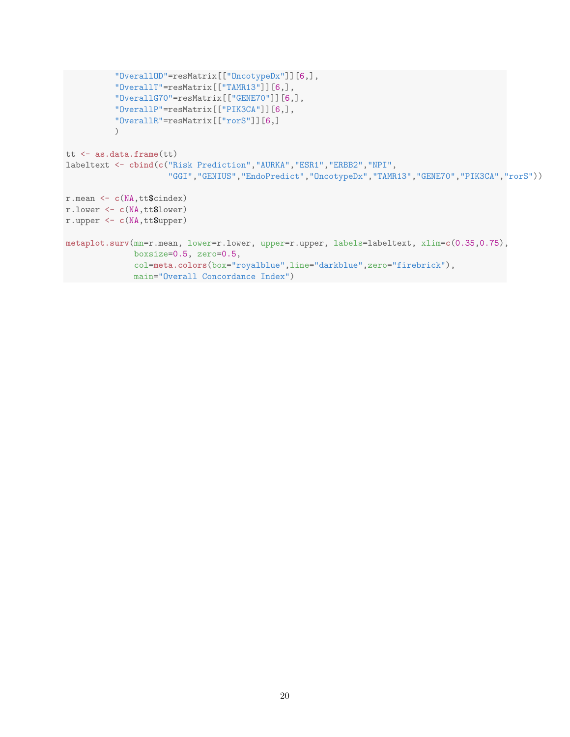```
         "OverallOD"=resMatrix[["OncotypeDx"]][6,],
         "OverallT"=resMatrix[["TAMR13"]][6,],
         "OverallG70"=resMatrix[["GENE70"]][6,],
         "OverallP"=resMatrix[["PIK3CA"]][6,],
         "OverallR"=resMatrix[["rorS"]][6,]
         )

tt <- as.data.frame(tt)
labeltext <- cbind(c("Risk Prediction","AURKA","ESR1","ERBB2","NPI",
                     "GGI","GENIUS","EndoPredict","OncotypeDx","TAMR13","GENE70","PIK3CA","rorS"))

r.mean <- c(NA,tt$cindex)
r.lower <- c(NA,tt$lower)
r.upper <- c(NA,tt$upper)

metaplot.surv(mn=r.mean, lower=r.lower, upper=r.upper, labels=labeltext, xlim=c(0.35,0.75),
              boxsize=0.5, zero=0.5,
              col=meta.colors(box="royalblue",line="darkblue",zero="firebrick"),
              main="Overall Concordance Index")
```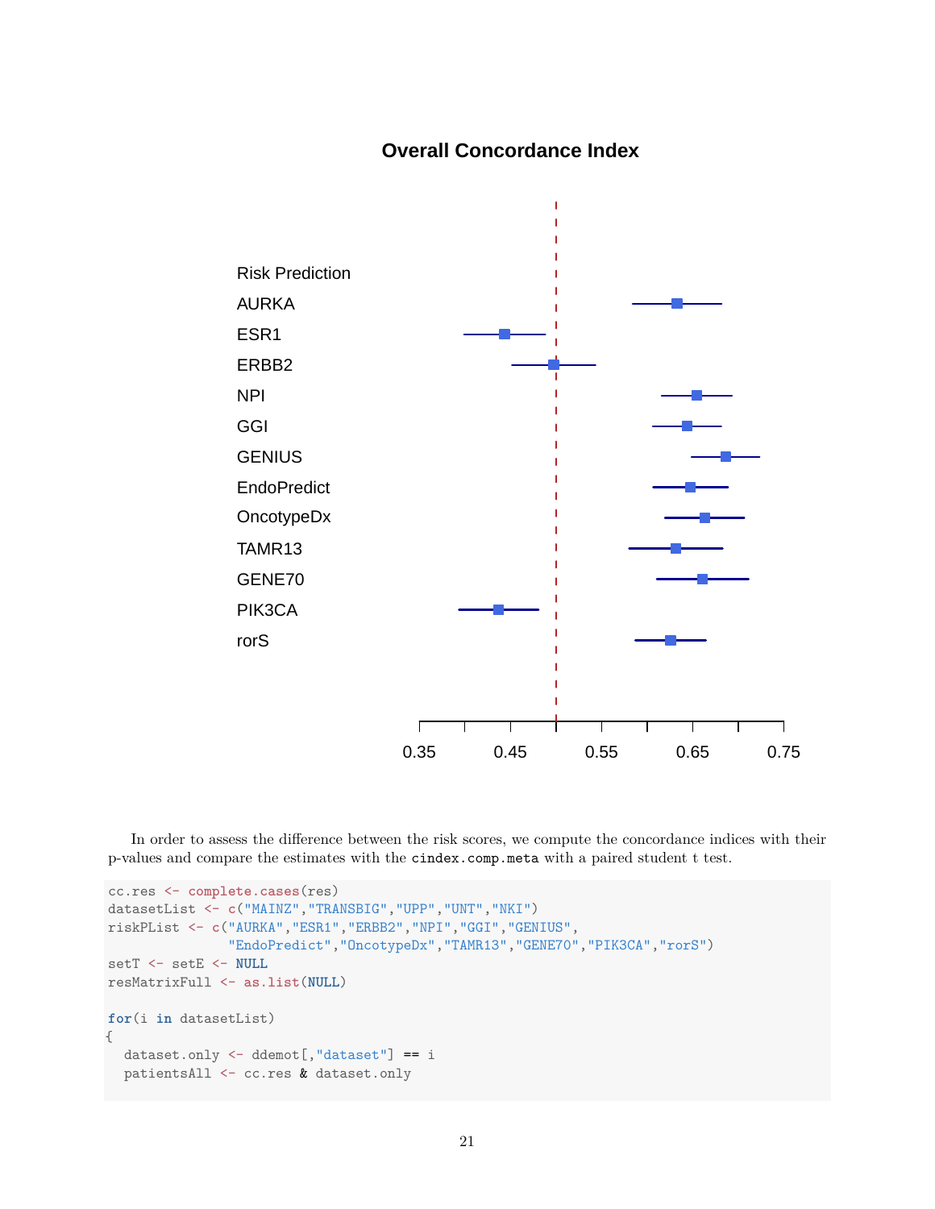**Overall Concordance Index**

Risk Prediction
AURKA
ESR1
ERBB2
NPI
GGI
GENIUS
EndoPredict
OncotypeDx
TAMR13
GENE70
PIK3CA
rorS

0.35 0.45 0.55 0.65 0.75

In order to assess the difference between the risk scores, we compute the concordance indices with their p-values and compare the estimates with the `cindex.comp.meta` with a paired student t test.

```
cc.res <- complete.cases(res)
datasetList <- c("MAINZ","TRANSBIG","UPP","UNT","NKI")
riskPList <- c("AURKA","ESR1","ERBB2","NPI","GGI","GENIUS",
               "EndoPredict","OncotypeDx","TAMR13","GENE70","PIK3CA","rorS")
setT <- setE <- NULL
resMatrixFull <- as.list(NULL)

for(i in datasetList)
{
  dataset.only <- ddemot[,"dataset"] == i
  patientsAll <- cc.res & dataset.only
```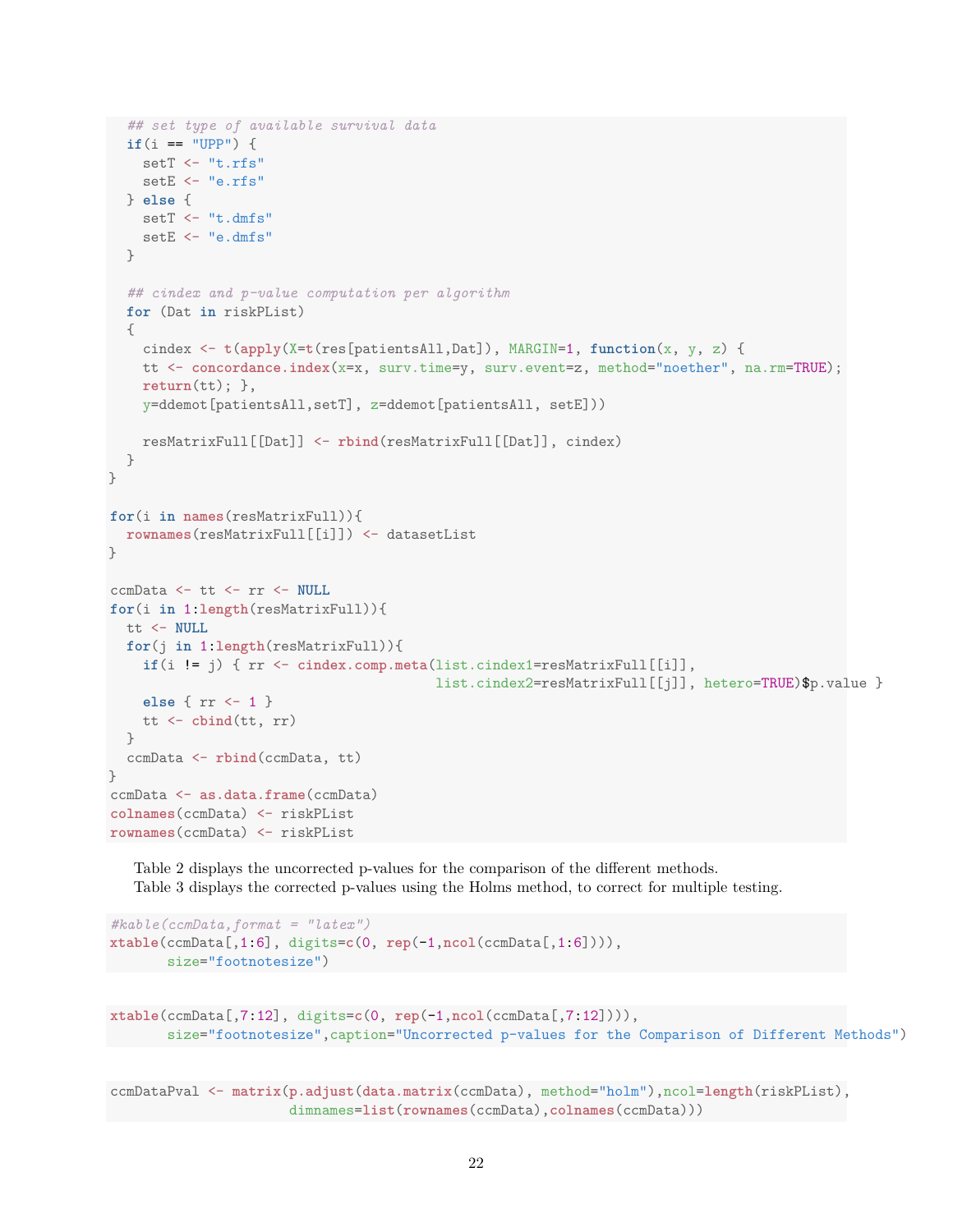```r
  ## set type of available survival data
  if(i == "UPP") {
    setT <- "t.rfs"
    setE <- "e.rfs"
  } else {
    setT <- "t.dmfs"
    setE <- "e.dmfs"
  }

  ## cindex and p-value computation per algorithm
  for (Dat in riskPList)
  {
    cindex <- t(apply(X=t(res[patientsAll,Dat]), MARGIN=1, function(x, y, z) {
    tt <- concordance.index(x=x, surv.time=y, surv.event=z, method="noether", na.rm=TRUE);
    return(tt); },
    y=ddemot[patientsAll,setT], z=ddemot[patientsAll, setE]))

    resMatrixFull[[Dat]] <- rbind(resMatrixFull[[Dat]], cindex)
  }
}

for(i in names(resMatrixFull)){
  rownames(resMatrixFull[[i]]) <- datasetList
}

ccmData <- tt <- rr <- NULL
for(i in 1:length(resMatrixFull)){
  tt <- NULL
  for(j in 1:length(resMatrixFull)){
    if(i != j) { rr <- cindex.comp.meta(list.cindex1=resMatrixFull[[i]],
                                        list.cindex2=resMatrixFull[[j]], hetero=TRUE)$p.value }
    else { rr <- 1 }
    tt <- cbind(tt, rr)
  }
  ccmData <- rbind(ccmData, tt)
}
ccmData <- as.data.frame(ccmData)
colnames(ccmData) <- riskPList
rownames(ccmData) <- riskPList
```

Table 2 displays the uncorrected p-values for the comparison of the different methods.
Table 3 displays the corrected p-values using the Holms method, to correct for multiple testing.

```r
#kable(ccmData,format = "latex")
xtable(ccmData[,1:6], digits=c(0, rep(-1,ncol(ccmData[,1:6]))),
       size="footnotesize")
```

```r
xtable(ccmData[,7:12], digits=c(0, rep(-1,ncol(ccmData[,7:12]))),
       size="footnotesize",caption="Uncorrected p-values for the Comparison of Different Methods")
```

```r
ccmDataPval <- matrix(p.adjust(data.matrix(ccmData), method="holm"),ncol=length(riskPList),
                      dimnames=list(rownames(ccmData),colnames(ccmData)))
```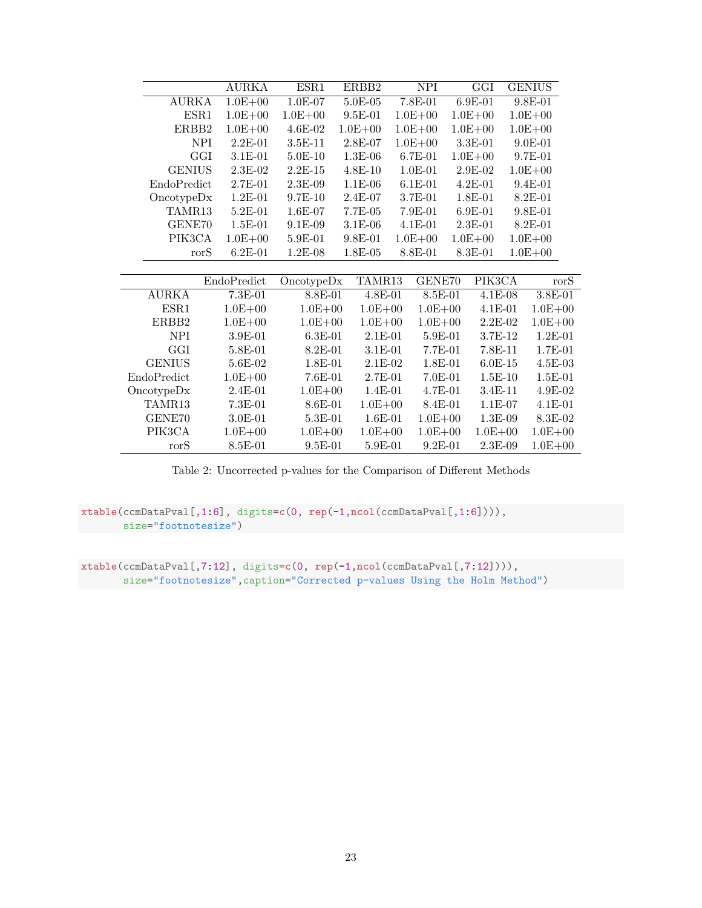| | AURKA | ESR1 | ERBB2 | NPI | GGI | GENIUS |
|---|---|---|---|---|---|---|
| AURKA | 1.0E+00 | 1.0E-07 | 5.0E-05 | 7.8E-01 | 6.9E-01 | 9.8E-01 |
| ESR1 | 1.0E+00 | 1.0E+00 | 9.5E-01 | 1.0E+00 | 1.0E+00 | 1.0E+00 |
| ERBB2 | 1.0E+00 | 4.6E-02 | 1.0E+00 | 1.0E+00 | 1.0E+00 | 1.0E+00 |
| NPI | 2.2E-01 | 3.5E-11 | 2.8E-07 | 1.0E+00 | 3.3E-01 | 9.0E-01 |
| GGI | 3.1E-01 | 5.0E-10 | 1.3E-06 | 6.7E-01 | 1.0E+00 | 9.7E-01 |
| GENIUS | 2.3E-02 | 2.2E-15 | 4.8E-10 | 1.0E-01 | 2.9E-02 | 1.0E+00 |
| EndoPredict | 2.7E-01 | 2.3E-09 | 1.1E-06 | 6.1E-01 | 4.2E-01 | 9.4E-01 |
| OncotypeDx | 1.2E-01 | 9.7E-10 | 2.4E-07 | 3.7E-01 | 1.8E-01 | 8.2E-01 |
| TAMR13 | 5.2E-01 | 1.6E-07 | 7.7E-05 | 7.9E-01 | 6.9E-01 | 9.8E-01 |
| GENE70 | 1.5E-01 | 9.1E-09 | 3.1E-06 | 4.1E-01 | 2.3E-01 | 8.2E-01 |
| PIK3CA | 1.0E+00 | 5.9E-01 | 9.8E-01 | 1.0E+00 | 1.0E+00 | 1.0E+00 |
| rorS | 6.2E-01 | 1.2E-08 | 1.8E-05 | 8.8E-01 | 8.3E-01 | 1.0E+00 |

| | EndoPredict | OncotypeDx | TAMR13 | GENE70 | PIK3CA | rorS |
|---|---|---|---|---|---|---|
| AURKA | 7.3E-01 | 8.8E-01 | 4.8E-01 | 8.5E-01 | 4.1E-08 | 3.8E-01 |
| ESR1 | 1.0E+00 | 1.0E+00 | 1.0E+00 | 1.0E+00 | 4.1E-01 | 1.0E+00 |
| ERBB2 | 1.0E+00 | 1.0E+00 | 1.0E+00 | 1.0E+00 | 2.2E-02 | 1.0E+00 |
| NPI | 3.9E-01 | 6.3E-01 | 2.1E-01 | 5.9E-01 | 3.7E-12 | 1.2E-01 |
| GGI | 5.8E-01 | 8.2E-01 | 3.1E-01 | 7.7E-01 | 7.8E-11 | 1.7E-01 |
| GENIUS | 5.6E-02 | 1.8E-01 | 2.1E-02 | 1.8E-01 | 6.0E-15 | 4.5E-03 |
| EndoPredict | 1.0E+00 | 7.6E-01 | 2.7E-01 | 7.0E-01 | 1.5E-10 | 1.5E-01 |
| OncotypeDx | 2.4E-01 | 1.0E+00 | 1.4E-01 | 4.7E-01 | 3.4E-11 | 4.9E-02 |
| TAMR13 | 7.3E-01 | 8.6E-01 | 1.0E+00 | 8.4E-01 | 1.1E-07 | 4.1E-01 |
| GENE70 | 3.0E-01 | 5.3E-01 | 1.6E-01 | 1.0E+00 | 1.3E-09 | 8.3E-02 |
| PIK3CA | 1.0E+00 | 1.0E+00 | 1.0E+00 | 1.0E+00 | 1.0E+00 | 1.0E+00 |
| rorS | 8.5E-01 | 9.5E-01 | 5.9E-01 | 9.2E-01 | 2.3E-09 | 1.0E+00 |

Table 2: Uncorrected p-values for the Comparison of Different Methods

```
xtable(ccmDataPval[,1:6], digits=c(0, rep(-1,ncol(ccmDataPval[,1:6]))),
       size="footnotesize")
```

```
xtable(ccmDataPval[,7:12], digits=c(0, rep(-1,ncol(ccmDataPval[,7:12]))),
       size="footnotesize",caption="Corrected p-values Using the Holm Method")
```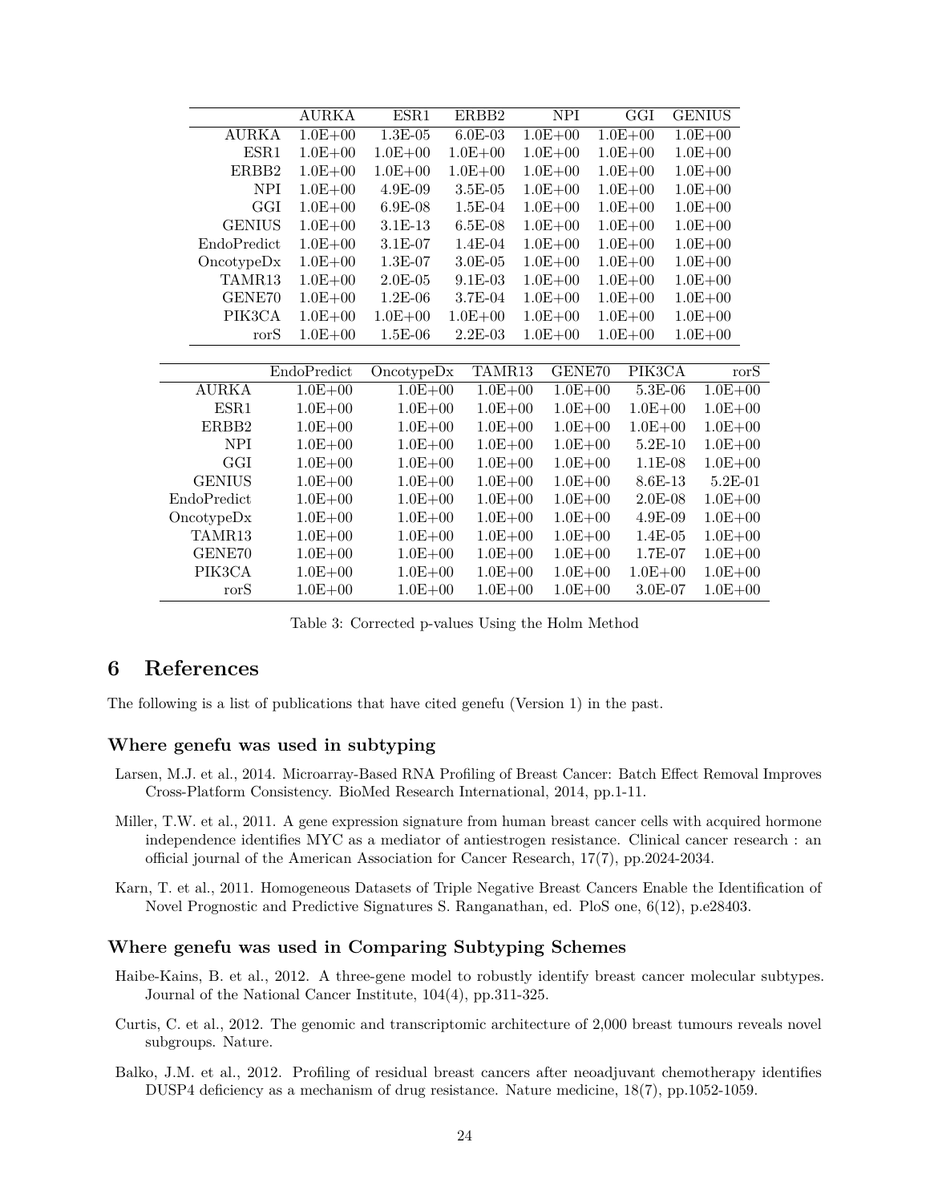|  | AURKA | ESR1 | ERBB2 | NPI | GGI | GENIUS |
|---|---|---|---|---|---|---|
| AURKA | 1.0E+00 | 1.3E-05 | 6.0E-03 | 1.0E+00 | 1.0E+00 | 1.0E+00 |
| ESR1 | 1.0E+00 | 1.0E+00 | 1.0E+00 | 1.0E+00 | 1.0E+00 | 1.0E+00 |
| ERBB2 | 1.0E+00 | 1.0E+00 | 1.0E+00 | 1.0E+00 | 1.0E+00 | 1.0E+00 |
| NPI | 1.0E+00 | 4.9E-09 | 3.5E-05 | 1.0E+00 | 1.0E+00 | 1.0E+00 |
| GGI | 1.0E+00 | 6.9E-08 | 1.5E-04 | 1.0E+00 | 1.0E+00 | 1.0E+00 |
| GENIUS | 1.0E+00 | 3.1E-13 | 6.5E-08 | 1.0E+00 | 1.0E+00 | 1.0E+00 |
| EndoPredict | 1.0E+00 | 3.1E-07 | 1.4E-04 | 1.0E+00 | 1.0E+00 | 1.0E+00 |
| OncotypeDx | 1.0E+00 | 1.3E-07 | 3.0E-05 | 1.0E+00 | 1.0E+00 | 1.0E+00 |
| TAMR13 | 1.0E+00 | 2.0E-05 | 9.1E-03 | 1.0E+00 | 1.0E+00 | 1.0E+00 |
| GENE70 | 1.0E+00 | 1.2E-06 | 3.7E-04 | 1.0E+00 | 1.0E+00 | 1.0E+00 |
| PIK3CA | 1.0E+00 | 1.0E+00 | 1.0E+00 | 1.0E+00 | 1.0E+00 | 1.0E+00 |
| rorS | 1.0E+00 | 1.5E-06 | 2.2E-03 | 1.0E+00 | 1.0E+00 | 1.0E+00 |

|  | EndoPredict | OncotypeDx | TAMR13 | GENE70 | PIK3CA | rorS |
|---|---|---|---|---|---|---|
| AURKA | 1.0E+00 | 1.0E+00 | 1.0E+00 | 1.0E+00 | 5.3E-06 | 1.0E+00 |
| ESR1 | 1.0E+00 | 1.0E+00 | 1.0E+00 | 1.0E+00 | 1.0E+00 | 1.0E+00 |
| ERBB2 | 1.0E+00 | 1.0E+00 | 1.0E+00 | 1.0E+00 | 1.0E+00 | 1.0E+00 |
| NPI | 1.0E+00 | 1.0E+00 | 1.0E+00 | 1.0E+00 | 5.2E-10 | 1.0E+00 |
| GGI | 1.0E+00 | 1.0E+00 | 1.0E+00 | 1.0E+00 | 1.1E-08 | 1.0E+00 |
| GENIUS | 1.0E+00 | 1.0E+00 | 1.0E+00 | 1.0E+00 | 8.6E-13 | 5.2E-01 |
| EndoPredict | 1.0E+00 | 1.0E+00 | 1.0E+00 | 1.0E+00 | 2.0E-08 | 1.0E+00 |
| OncotypeDx | 1.0E+00 | 1.0E+00 | 1.0E+00 | 1.0E+00 | 4.9E-09 | 1.0E+00 |
| TAMR13 | 1.0E+00 | 1.0E+00 | 1.0E+00 | 1.0E+00 | 1.4E-05 | 1.0E+00 |
| GENE70 | 1.0E+00 | 1.0E+00 | 1.0E+00 | 1.0E+00 | 1.7E-07 | 1.0E+00 |
| PIK3CA | 1.0E+00 | 1.0E+00 | 1.0E+00 | 1.0E+00 | 1.0E+00 | 1.0E+00 |
| rorS | 1.0E+00 | 1.0E+00 | 1.0E+00 | 1.0E+00 | 3.0E-07 | 1.0E+00 |

Table 3: Corrected p-values Using the Holm Method

# 6 References

The following is a list of publications that have cited genefu (Version 1) in the past.

### Where genefu was used in subtyping

Larsen, M.J. et al., 2014. Microarray-Based RNA Profiling of Breast Cancer: Batch Effect Removal Improves Cross-Platform Consistency. BioMed Research International, 2014, pp.1-11.

Miller, T.W. et al., 2011. A gene expression signature from human breast cancer cells with acquired hormone independence identifies MYC as a mediator of antiestrogen resistance. Clinical cancer research : an official journal of the American Association for Cancer Research, 17(7), pp.2024-2034.

Karn, T. et al., 2011. Homogeneous Datasets of Triple Negative Breast Cancers Enable the Identification of Novel Prognostic and Predictive Signatures S. Ranganathan, ed. PloS one, 6(12), p.e28403.

### Where genefu was used in Comparing Subtyping Schemes

Haibe-Kains, B. et al., 2012. A three-gene model to robustly identify breast cancer molecular subtypes. Journal of the National Cancer Institute, 104(4), pp.311-325.

Curtis, C. et al., 2012. The genomic and transcriptomic architecture of 2,000 breast tumours reveals novel subgroups. Nature.

Balko, J.M. et al., 2012. Profiling of residual breast cancers after neoadjuvant chemotherapy identifies DUSP4 deficiency as a mechanism of drug resistance. Nature medicine, 18(7), pp.1052-1059.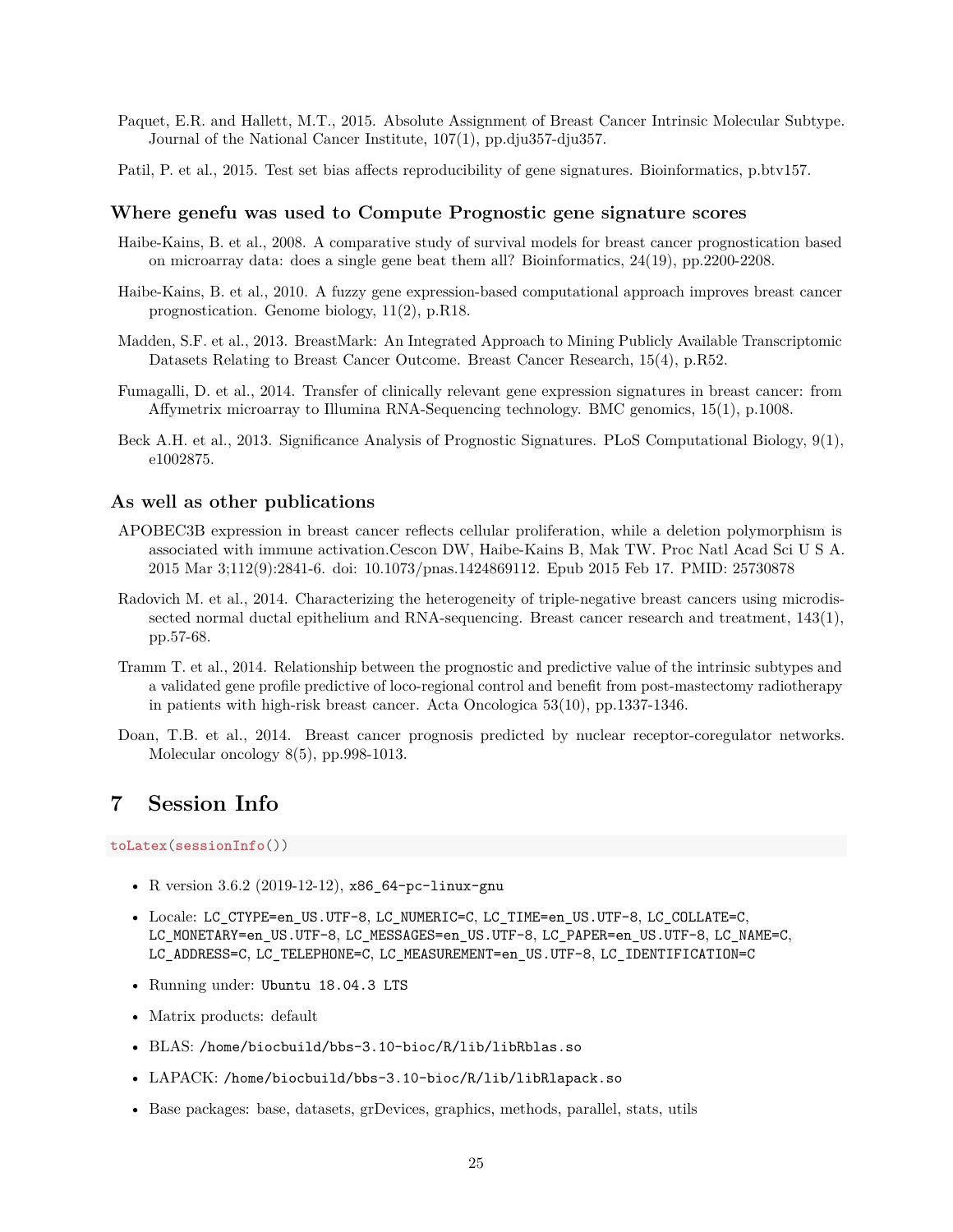Paquet, E.R. and Hallett, M.T., 2015. Absolute Assignment of Breast Cancer Intrinsic Molecular Subtype. Journal of the National Cancer Institute, 107(1), pp.dju357-dju357.

Patil, P. et al., 2015. Test set bias affects reproducibility of gene signatures. Bioinformatics, p.btv157.

### Where genefu was used to Compute Prognostic gene signature scores

Haibe-Kains, B. et al., 2008. A comparative study of survival models for breast cancer prognostication based on microarray data: does a single gene beat them all? Bioinformatics, 24(19), pp.2200-2208.

Haibe-Kains, B. et al., 2010. A fuzzy gene expression-based computational approach improves breast cancer prognostication. Genome biology, 11(2), p.R18.

Madden, S.F. et al., 2013. BreastMark: An Integrated Approach to Mining Publicly Available Transcriptomic Datasets Relating to Breast Cancer Outcome. Breast Cancer Research, 15(4), p.R52.

Fumagalli, D. et al., 2014. Transfer of clinically relevant gene expression signatures in breast cancer: from Affymetrix microarray to Illumina RNA-Sequencing technology. BMC genomics, 15(1), p.1008.

Beck A.H. et al., 2013. Significance Analysis of Prognostic Signatures. PLoS Computational Biology, 9(1), e1002875.

### As well as other publications

APOBEC3B expression in breast cancer reflects cellular proliferation, while a deletion polymorphism is associated with immune activation.Cescon DW, Haibe-Kains B, Mak TW. Proc Natl Acad Sci U S A. 2015 Mar 3;112(9):2841-6. doi: 10.1073/pnas.1424869112. Epub 2015 Feb 17. PMID: 25730878

Radovich M. et al., 2014. Characterizing the heterogeneity of triple-negative breast cancers using microdissected normal ductal epithelium and RNA-sequencing. Breast cancer research and treatment, 143(1), pp.57-68.

Tramm T. et al., 2014. Relationship between the prognostic and predictive value of the intrinsic subtypes and a validated gene profile predictive of loco-regional control and benefit from post-mastectomy radiotherapy in patients with high-risk breast cancer. Acta Oncologica 53(10), pp.1337-1346.

Doan, T.B. et al., 2014. Breast cancer prognosis predicted by nuclear receptor-coregulator networks. Molecular oncology 8(5), pp.998-1013.

# 7 Session Info

```
toLatex(sessionInfo())
```

- R version 3.6.2 (2019-12-12), x86_64-pc-linux-gnu
- Locale: LC_CTYPE=en_US.UTF-8, LC_NUMERIC=C, LC_TIME=en_US.UTF-8, LC_COLLATE=C, LC_MONETARY=en_US.UTF-8, LC_MESSAGES=en_US.UTF-8, LC_PAPER=en_US.UTF-8, LC_NAME=C, LC_ADDRESS=C, LC_TELEPHONE=C, LC_MEASUREMENT=en_US.UTF-8, LC_IDENTIFICATION=C
- Running under: Ubuntu 18.04.3 LTS
- Matrix products: default
- BLAS: /home/biocbuild/bbs-3.10-bioc/R/lib/libRblas.so
- LAPACK: /home/biocbuild/bbs-3.10-bioc/R/lib/libRlapack.so
- Base packages: base, datasets, grDevices, graphics, methods, parallel, stats, utils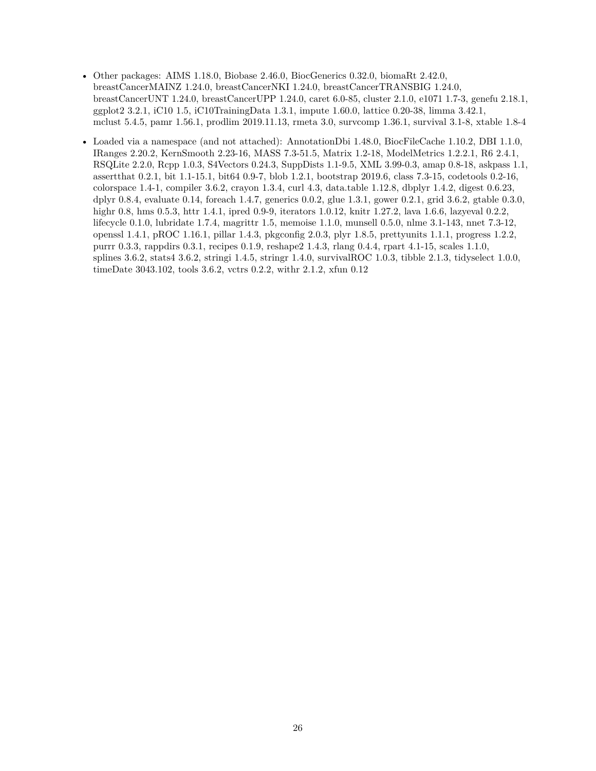- Other packages: AIMS 1.18.0, Biobase 2.46.0, BiocGenerics 0.32.0, biomaRt 2.42.0, breastCancerMAINZ 1.24.0, breastCancerNKI 1.24.0, breastCancerTRANSBIG 1.24.0, breastCancerUNT 1.24.0, breastCancerUPP 1.24.0, caret 6.0-85, cluster 2.1.0, e1071 1.7-3, genefu 2.18.1, ggplot2 3.2.1, iC10 1.5, iC10TrainingData 1.3.1, impute 1.60.0, lattice 0.20-38, limma 3.42.1, mclust 5.4.5, pamr 1.56.1, prodlim 2019.11.13, rmeta 3.0, survcomp 1.36.1, survival 3.1-8, xtable 1.8-4
- Loaded via a namespace (and not attached): AnnotationDbi 1.48.0, BiocFileCache 1.10.2, DBI 1.1.0, IRanges 2.20.2, KernSmooth 2.23-16, MASS 7.3-51.5, Matrix 1.2-18, ModelMetrics 1.2.2.1, R6 2.4.1, RSQLite 2.2.0, Rcpp 1.0.3, S4Vectors 0.24.3, SuppDists 1.1-9.5, XML 3.99-0.3, amap 0.8-18, askpass 1.1, assertthat 0.2.1, bit 1.1-15.1, bit64 0.9-7, blob 1.2.1, bootstrap 2019.6, class 7.3-15, codetools 0.2-16, colorspace 1.4-1, compiler 3.6.2, crayon 1.3.4, curl 4.3, data.table 1.12.8, dbplyr 1.4.2, digest 0.6.23, dplyr 0.8.4, evaluate 0.14, foreach 1.4.7, generics 0.0.2, glue 1.3.1, gower 0.2.1, grid 3.6.2, gtable 0.3.0, highr 0.8, hms 0.5.3, httr 1.4.1, ipred 0.9-9, iterators 1.0.12, knitr 1.27.2, lava 1.6.6, lazyeval 0.2.2, lifecycle 0.1.0, lubridate 1.7.4, magrittr 1.5, memoise 1.1.0, munsell 0.5.0, nlme 3.1-143, nnet 7.3-12, openssl 1.4.1, pROC 1.16.1, pillar 1.4.3, pkgconfig 2.0.3, plyr 1.8.5, prettyunits 1.1.1, progress 1.2.2, purrr 0.3.3, rappdirs 0.3.1, recipes 0.1.9, reshape2 1.4.3, rlang 0.4.4, rpart 4.1-15, scales 1.1.0, splines 3.6.2, stats4 3.6.2, stringi 1.4.5, stringr 1.4.0, survivalROC 1.0.3, tibble 2.1.3, tidyselect 1.0.0, timeDate 3043.102, tools 3.6.2, vctrs 0.2.2, withr 2.1.2, xfun 0.12